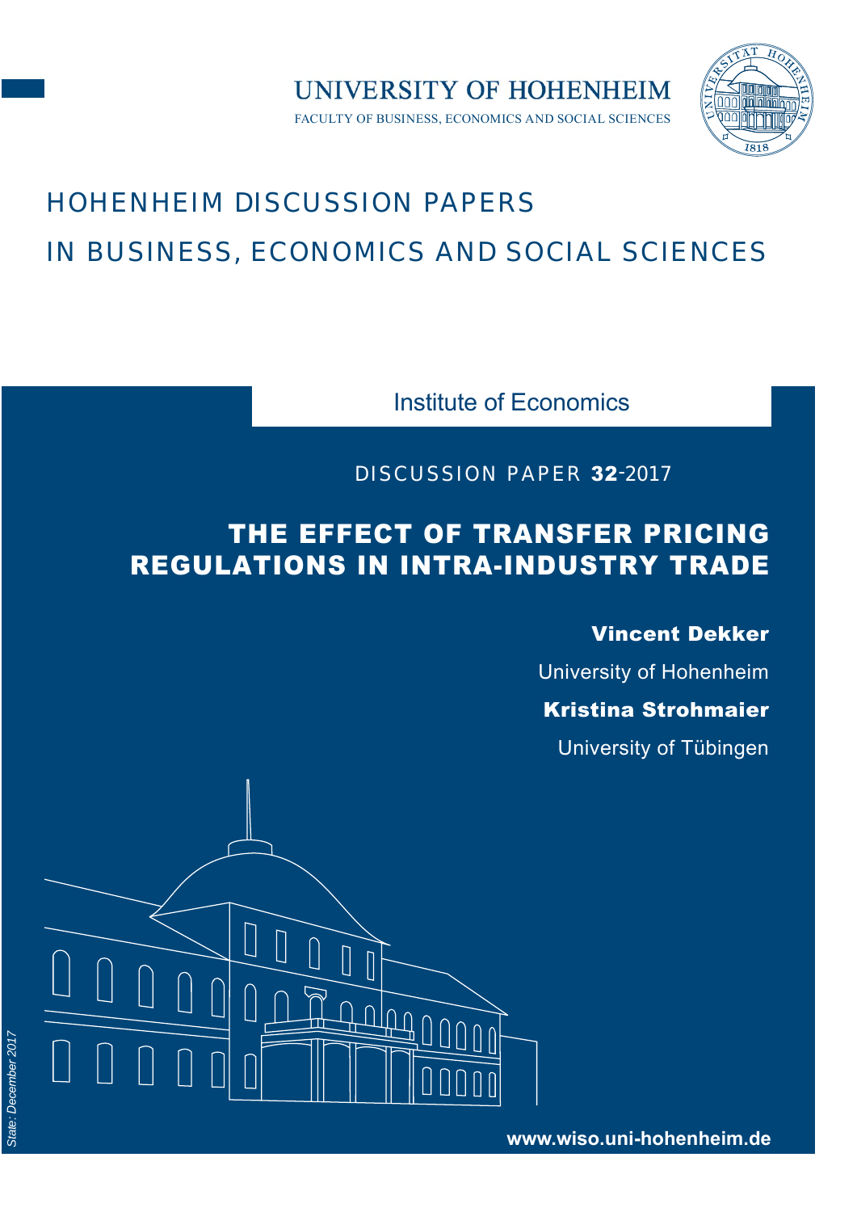UNIVERSITY OF HOHENHEIM

FACULTY OF BUSINESS, ECONOMICS AND SOCIAL SCIENCES

# HOHENHEIM DISCUSSION PAPERS IN BUSINESS, ECONOMICS AND SOCIAL SCIENCES

Institute of Economics

DISCUSSION PAPER **32**-2017

# THE EFFECT OF TRANSFER PRICING REGULATIONS IN INTRA-INDUSTRY TRADE

**Vincent Dekker**

University of Hohenheim

**Kristina Strohmaier**

University of Tübingen

*State: December 2017*

**www.wiso.uni-hohenheim.de**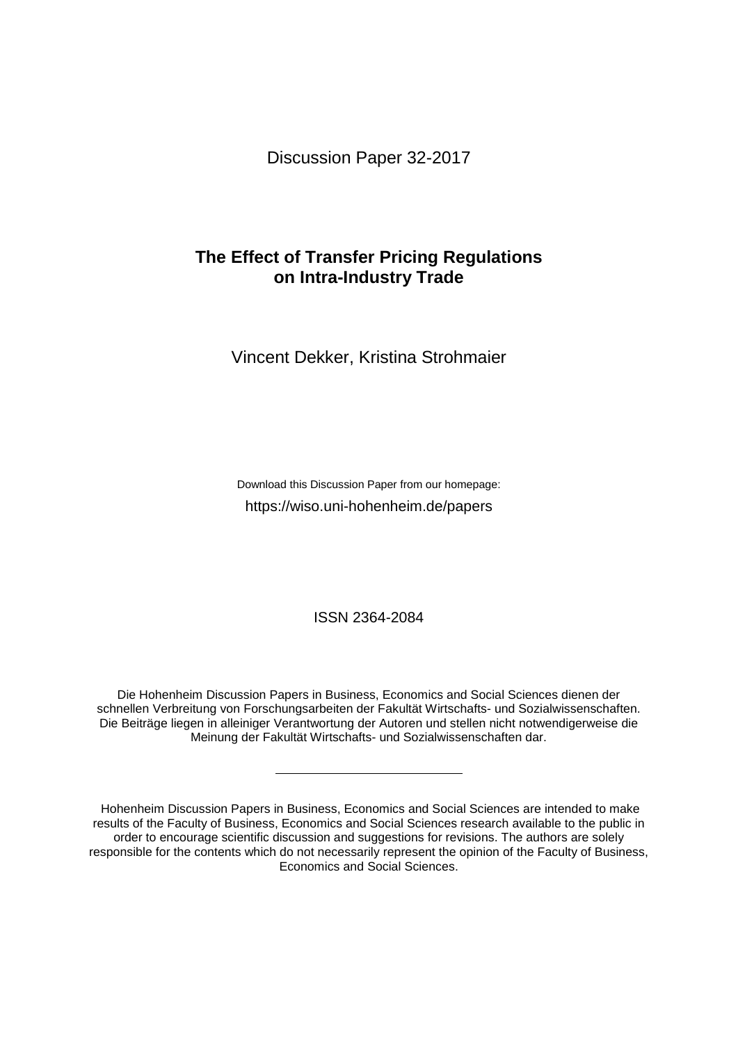Discussion Paper 32-2017

# The Effect of Transfer Pricing Regulations on Intra-Industry Trade

Vincent Dekker, Kristina Strohmaier

Download this Discussion Paper from our homepage:

https://wiso.uni-hohenheim.de/papers

ISSN 2364-2084

Die Hohenheim Discussion Papers in Business, Economics and Social Sciences dienen der schnellen Verbreitung von Forschungsarbeiten der Fakultät Wirtschafts- und Sozialwissenschaften. Die Beiträge liegen in alleiniger Verantwortung der Autoren und stellen nicht notwendigerweise die Meinung der Fakultät Wirtschafts- und Sozialwissenschaften dar.

---

Hohenheim Discussion Papers in Business, Economics and Social Sciences are intended to make results of the Faculty of Business, Economics and Social Sciences research available to the public in order to encourage scientific discussion and suggestions for revisions. The authors are solely responsible for the contents which do not necessarily represent the opinion of the Faculty of Business, Economics and Social Sciences.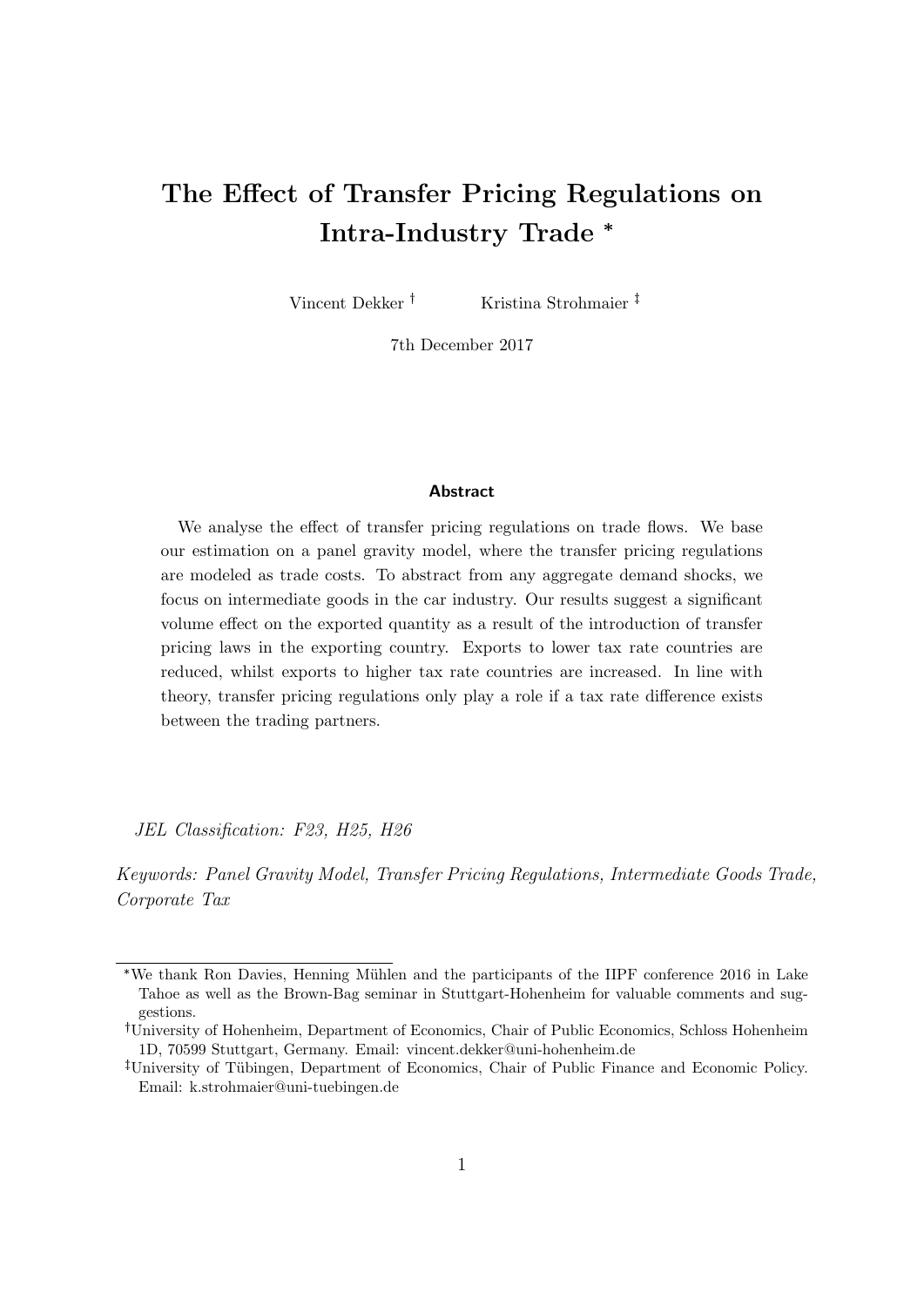# The Effect of Transfer Pricing Regulations on Intra-Industry Trade *

Vincent Dekker †  Kristina Strohmaier ‡

7th December 2017

### Abstract

We analyse the effect of transfer pricing regulations on trade flows. We base our estimation on a panel gravity model, where the transfer pricing regulations are modeled as trade costs. To abstract from any aggregate demand shocks, we focus on intermediate goods in the car industry. Our results suggest a significant volume effect on the exported quantity as a result of the introduction of transfer pricing laws in the exporting country. Exports to lower tax rate countries are reduced, whilst exports to higher tax rate countries are increased. In line with theory, transfer pricing regulations only play a role if a tax rate difference exists between the trading partners.

*JEL Classification: F23, H25, H26*

*Keywords: Panel Gravity Model, Transfer Pricing Regulations, Intermediate Goods Trade, Corporate Tax*

---

*We thank Ron Davies, Henning Mühlen and the participants of the IIPF conference 2016 in Lake Tahoe as well as the Brown-Bag seminar in Stuttgart-Hohenheim for valuable comments and suggestions.

†University of Hohenheim, Department of Economics, Chair of Public Economics, Schloss Hohenheim 1D, 70599 Stuttgart, Germany. Email: vincent.dekker@uni-hohenheim.de

‡University of Tübingen, Department of Economics, Chair of Public Finance and Economic Policy. Email: k.strohmaier@uni-tuebingen.de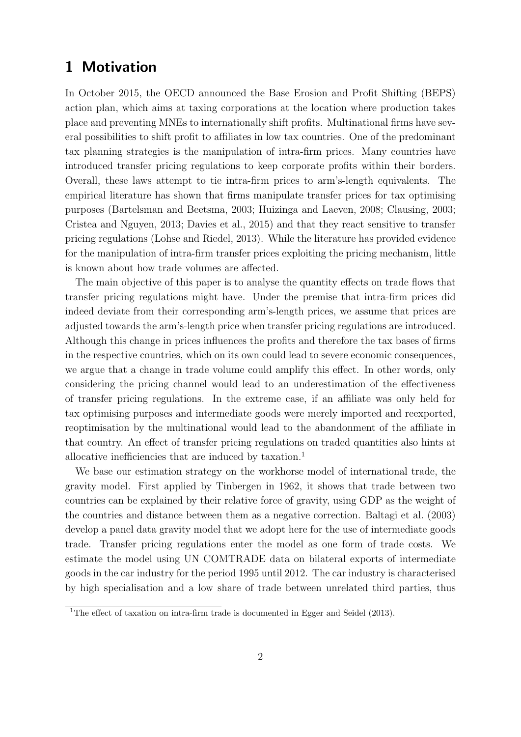# 1 Motivation

In October 2015, the OECD announced the Base Erosion and Profit Shifting (BEPS) action plan, which aims at taxing corporations at the location where production takes place and preventing MNEs to internationally shift profits. Multinational firms have several possibilities to shift profit to affiliates in low tax countries. One of the predominant tax planning strategies is the manipulation of intra-firm prices. Many countries have introduced transfer pricing regulations to keep corporate profits within their borders. Overall, these laws attempt to tie intra-firm prices to arm's-length equivalents. The empirical literature has shown that firms manipulate transfer prices for tax optimising purposes (Bartelsman and Beetsma, 2003; Huizinga and Laeven, 2008; Clausing, 2003; Cristea and Nguyen, 2013; Davies et al., 2015) and that they react sensitive to transfer pricing regulations (Lohse and Riedel, 2013). While the literature has provided evidence for the manipulation of intra-firm transfer prices exploiting the pricing mechanism, little is known about how trade volumes are affected.

The main objective of this paper is to analyse the quantity effects on trade flows that transfer pricing regulations might have. Under the premise that intra-firm prices did indeed deviate from their corresponding arm's-length prices, we assume that prices are adjusted towards the arm's-length price when transfer pricing regulations are introduced. Although this change in prices influences the profits and therefore the tax bases of firms in the respective countries, which on its own could lead to severe economic consequences, we argue that a change in trade volume could amplify this effect. In other words, only considering the pricing channel would lead to an underestimation of the effectiveness of transfer pricing regulations. In the extreme case, if an affiliate was only held for tax optimising purposes and intermediate goods were merely imported and reexported, reoptimisation by the multinational would lead to the abandonment of the affiliate in that country. An effect of transfer pricing regulations on traded quantities also hints at allocative inefficiencies that are induced by taxation.[1]

We base our estimation strategy on the workhorse model of international trade, the gravity model. First applied by Tinbergen in 1962, it shows that trade between two countries can be explained by their relative force of gravity, using GDP as the weight of the countries and distance between them as a negative correction. Baltagi et al. (2003) develop a panel data gravity model that we adopt here for the use of intermediate goods trade. Transfer pricing regulations enter the model as one form of trade costs. We estimate the model using UN COMTRADE data on bilateral exports of intermediate goods in the car industry for the period 1995 until 2012. The car industry is characterised by high specialisation and a low share of trade between unrelated third parties, thus

[1] The effect of taxation on intra-firm trade is documented in Egger and Seidel (2013).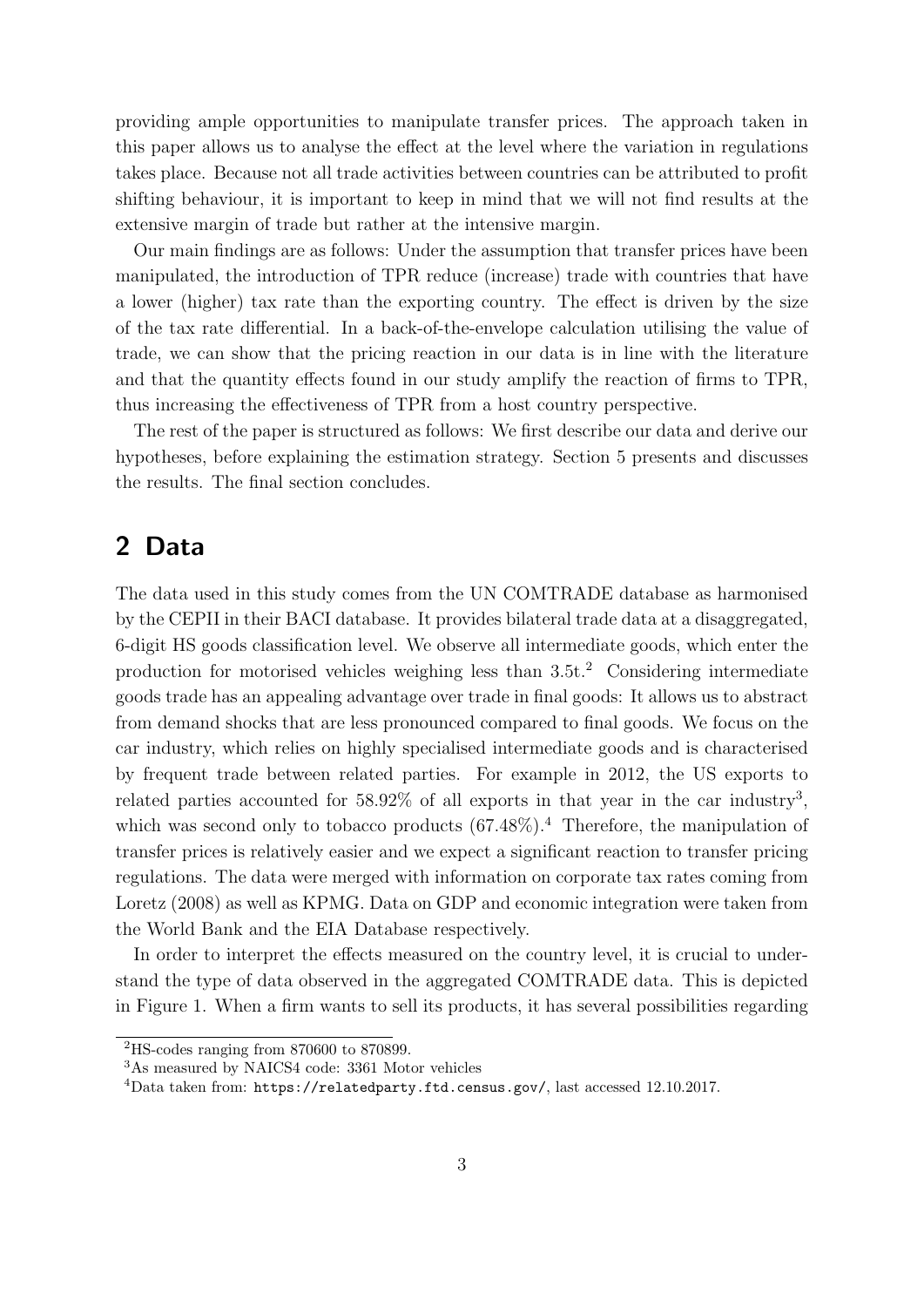providing ample opportunities to manipulate transfer prices. The approach taken in this paper allows us to analyse the effect at the level where the variation in regulations takes place. Because not all trade activities between countries can be attributed to profit shifting behaviour, it is important to keep in mind that we will not find results at the extensive margin of trade but rather at the intensive margin.

Our main findings are as follows: Under the assumption that transfer prices have been manipulated, the introduction of TPR reduce (increase) trade with countries that have a lower (higher) tax rate than the exporting country. The effect is driven by the size of the tax rate differential. In a back-of-the-envelope calculation utilising the value of trade, we can show that the pricing reaction in our data is in line with the literature and that the quantity effects found in our study amplify the reaction of firms to TPR, thus increasing the effectiveness of TPR from a host country perspective.

The rest of the paper is structured as follows: We first describe our data and derive our hypotheses, before explaining the estimation strategy. Section 5 presents and discusses the results. The final section concludes.

## 2 Data

The data used in this study comes from the UN COMTRADE database as harmonised by the CEPII in their BACI database. It provides bilateral trade data at a disaggregated, 6-digit HS goods classification level. We observe all intermediate goods, which enter the production for motorised vehicles weighing less than 3.5t.[2] Considering intermediate goods trade has an appealing advantage over trade in final goods: It allows us to abstract from demand shocks that are less pronounced compared to final goods. We focus on the car industry, which relies on highly specialised intermediate goods and is characterised by frequent trade between related parties. For example in 2012, the US exports to related parties accounted for 58.92% of all exports in that year in the car industry[3], which was second only to tobacco products (67.48%).[4] Therefore, the manipulation of transfer prices is relatively easier and we expect a significant reaction to transfer pricing regulations. The data were merged with information on corporate tax rates coming from Loretz (2008) as well as KPMG. Data on GDP and economic integration were taken from the World Bank and the EIA Database respectively.

In order to interpret the effects measured on the country level, it is crucial to understand the type of data observed in the aggregated COMTRADE data. This is depicted in Figure 1. When a firm wants to sell its products, it has several possibilities regarding

[2] HS-codes ranging from 870600 to 870899.

[3] As measured by NAICS4 code: 3361 Motor vehicles

[4] Data taken from: `https://relatedparty.ftd.census.gov/`, last accessed 12.10.2017.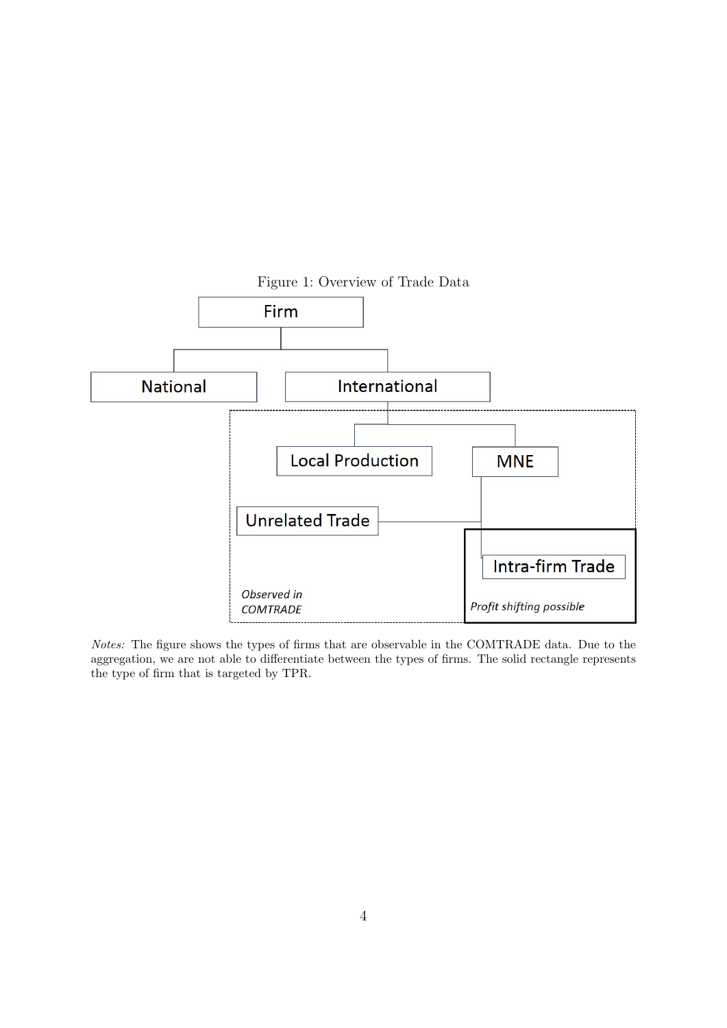Figure 1: Overview of Trade Data

*Notes:* The figure shows the types of firms that are observable in the COMTRADE data. Due to the aggregation, we are not able to differentiate between the types of firms. The solid rectangle represents the type of firm that is targeted by TPR.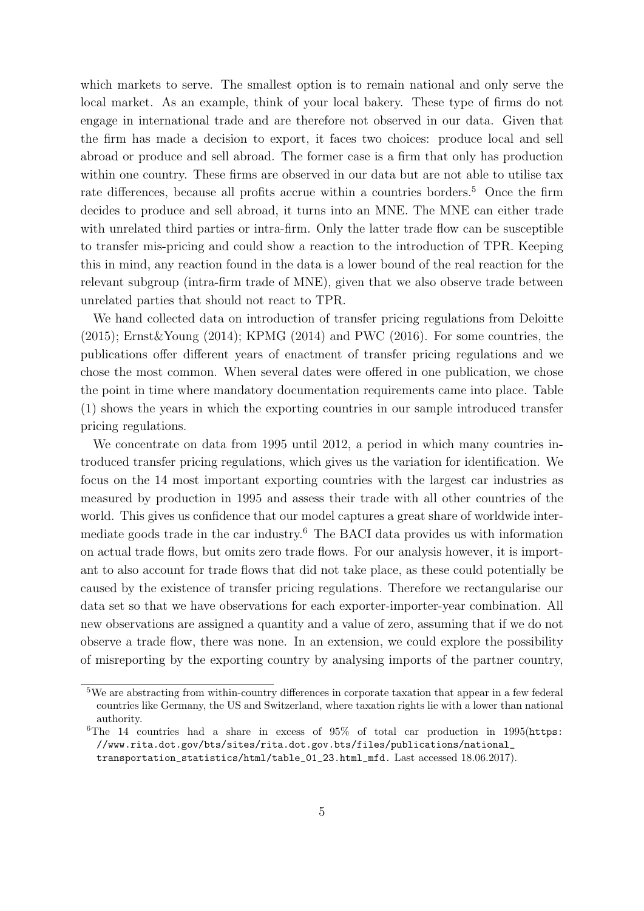which markets to serve. The smallest option is to remain national and only serve the local market. As an example, think of your local bakery. These type of firms do not engage in international trade and are therefore not observed in our data. Given that the firm has made a decision to export, it faces two choices: produce local and sell abroad or produce and sell abroad. The former case is a firm that only has production within one country. These firms are observed in our data but are not able to utilise tax rate differences, because all profits accrue within a countries borders.[5] Once the firm decides to produce and sell abroad, it turns into an MNE. The MNE can either trade with unrelated third parties or intra-firm. Only the latter trade flow can be susceptible to transfer mis-pricing and could show a reaction to the introduction of TPR. Keeping this in mind, any reaction found in the data is a lower bound of the real reaction for the relevant subgroup (intra-firm trade of MNE), given that we also observe trade between unrelated parties that should not react to TPR.

We hand collected data on introduction of transfer pricing regulations from Deloitte (2015); Ernst&Young (2014); KPMG (2014) and PWC (2016). For some countries, the publications offer different years of enactment of transfer pricing regulations and we chose the most common. When several dates were offered in one publication, we chose the point in time where mandatory documentation requirements came into place. Table (1) shows the years in which the exporting countries in our sample introduced transfer pricing regulations.

We concentrate on data from 1995 until 2012, a period in which many countries introduced transfer pricing regulations, which gives us the variation for identification. We focus on the 14 most important exporting countries with the largest car industries as measured by production in 1995 and assess their trade with all other countries of the world. This gives us confidence that our model captures a great share of worldwide intermediate goods trade in the car industry.[6] The BACI data provides us with information on actual trade flows, but omits zero trade flows. For our analysis however, it is important to also account for trade flows that did not take place, as these could potentially be caused by the existence of transfer pricing regulations. Therefore we rectangularise our data set so that we have observations for each exporter-importer-year combination. All new observations are assigned a quantity and a value of zero, assuming that if we do not observe a trade flow, there was none. In an extension, we could explore the possibility of misreporting by the exporting country by analysing imports of the partner country,

[5] We are abstracting from within-country differences in corporate taxation that appear in a few federal countries like Germany, the US and Switzerland, where taxation rights lie with a lower than national authority.

[6] The 14 countries had a share in excess of 95% of total car production in 1995(https://www.rita.dot.gov/bts/sites/rita.dot.gov.bts/files/publications/national_transportation_statistics/html/table_01_23.html_mfd. Last accessed 18.06.2017).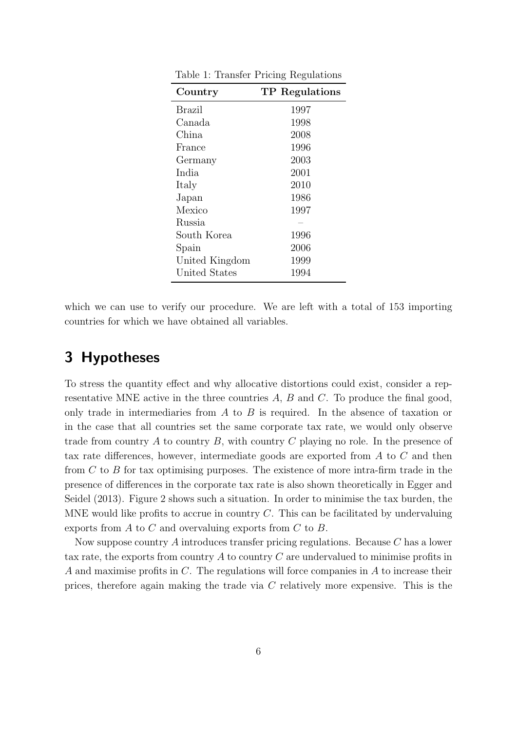Table 1: Transfer Pricing Regulations

| Country | TP Regulations |
|---|---|
| Brazil | 1997 |
| Canada | 1998 |
| China | 2008 |
| France | 1996 |
| Germany | 2003 |
| India | 2001 |
| Italy | 2010 |
| Japan | 1986 |
| Mexico | 1997 |
| Russia | – |
| South Korea | 1996 |
| Spain | 2006 |
| United Kingdom | 1999 |
| United States | 1994 |

which we can use to verify our procedure. We are left with a total of 153 importing countries for which we have obtained all variables.

## 3 Hypotheses

To stress the quantity effect and why allocative distortions could exist, consider a representative MNE active in the three countries $A$, $B$ and $C$. To produce the final good, only trade in intermediaries from $A$ to $B$ is required. In the absence of taxation or in the case that all countries set the same corporate tax rate, we would only observe trade from country $A$ to country $B$, with country $C$ playing no role. In the presence of tax rate differences, however, intermediate goods are exported from $A$ to $C$ and then from $C$ to $B$ for tax optimising purposes. The existence of more intra-firm trade in the presence of differences in the corporate tax rate is also shown theoretically in Egger and Seidel (2013). Figure 2 shows such a situation. In order to minimise the tax burden, the MNE would like profits to accrue in country $C$. This can be facilitated by undervaluing exports from $A$ to $C$ and overvaluing exports from $C$ to $B$.

Now suppose country $A$ introduces transfer pricing regulations. Because $C$ has a lower tax rate, the exports from country $A$ to country $C$ are undervalued to minimise profits in $A$ and maximise profits in $C$. The regulations will force companies in $A$ to increase their prices, therefore again making the trade via $C$ relatively more expensive. This is the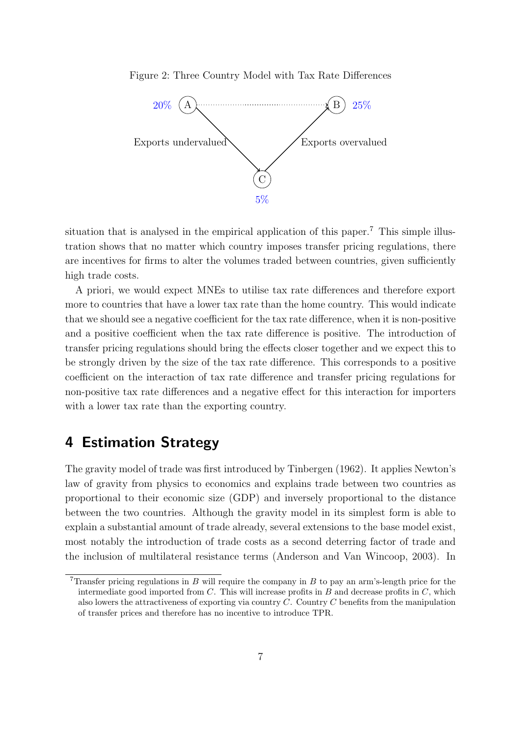Figure 2: Three Country Model with Tax Rate Differences

20% A — B 25%

Exports undervalued — Exports overvalued

C 5%

situation that is analysed in the empirical application of this paper.[7] This simple illustration shows that no matter which country imposes transfer pricing regulations, there are incentives for firms to alter the volumes traded between countries, given sufficiently high trade costs.

A priori, we would expect MNEs to utilise tax rate differences and therefore export more to countries that have a lower tax rate than the home country. This would indicate that we should see a negative coefficient for the tax rate difference, when it is non-positive and a positive coefficient when the tax rate difference is positive. The introduction of transfer pricing regulations should bring the effects closer together and we expect this to be strongly driven by the size of the tax rate difference. This corresponds to a positive coefficient on the interaction of tax rate difference and transfer pricing regulations for non-positive tax rate differences and a negative effect for this interaction for importers with a lower tax rate than the exporting country.

## 4 Estimation Strategy

The gravity model of trade was first introduced by Tinbergen (1962). It applies Newton's law of gravity from physics to economics and explains trade between two countries as proportional to their economic size (GDP) and inversely proportional to the distance between the two countries. Although the gravity model in its simplest form is able to explain a substantial amount of trade already, several extensions to the base model exist, most notably the introduction of trade costs as a second deterring factor of trade and the inclusion of multilateral resistance terms (Anderson and Van Wincoop, 2003). In

[7] Transfer pricing regulations in $B$ will require the company in $B$ to pay an arm's-length price for the intermediate good imported from $C$. This will increase profits in $B$ and decrease profits in $C$, which also lowers the attractiveness of exporting via country $C$. Country $C$ benefits from the manipulation of transfer prices and therefore has no incentive to introduce TPR.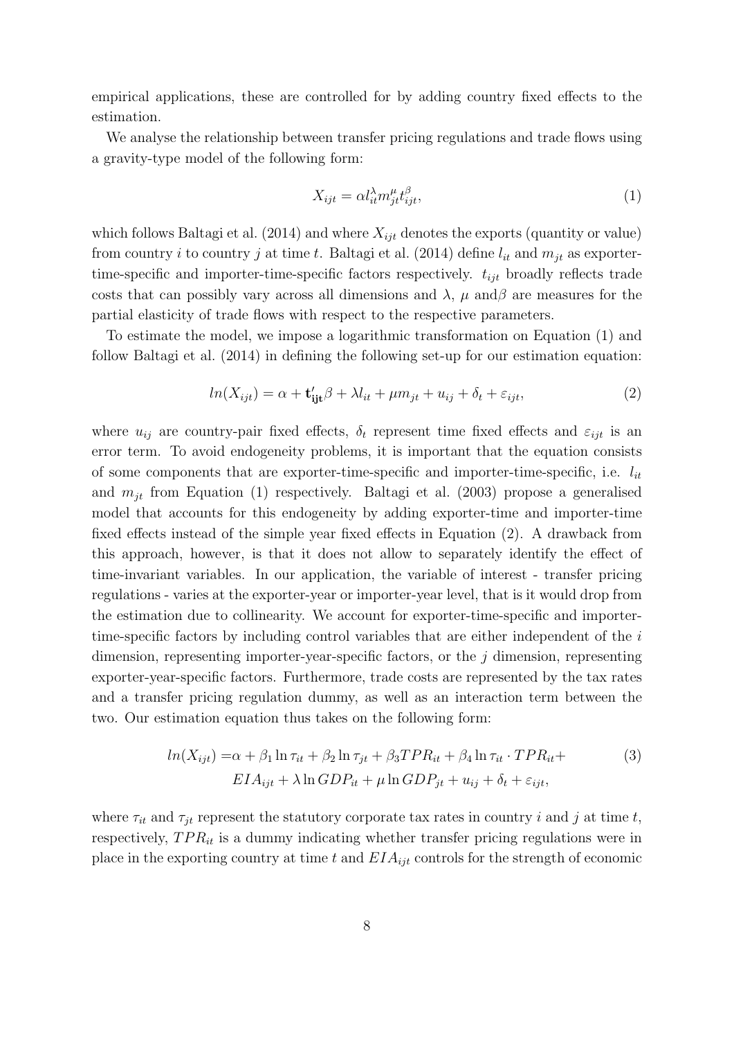empirical applications, these are controlled for by adding country fixed effects to the estimation.

We analyse the relationship between transfer pricing regulations and trade flows using a gravity-type model of the following form:

$$X_{ijt} = \alpha l_{it}^{\lambda} m_{jt}^{\mu} t_{ijt}^{\beta}, \tag{1}$$

which follows Baltagi et al. (2014) and where $X_{ijt}$ denotes the exports (quantity or value) from country $i$ to country $j$ at time $t$. Baltagi et al. (2014) define $l_{it}$ and $m_{jt}$ as exporter-time-specific and importer-time-specific factors respectively. $t_{ijt}$ broadly reflects trade costs that can possibly vary across all dimensions and $\lambda$, $\mu$ and$\beta$ are measures for the partial elasticity of trade flows with respect to the respective parameters.

To estimate the model, we impose a logarithmic transformation on Equation (1) and follow Baltagi et al. (2014) in defining the following set-up for our estimation equation:

$$ln(X_{ijt}) = \alpha + \mathbf{t}'_{\mathbf{ijt}}\beta + \lambda l_{it} + \mu m_{jt} + u_{ij} + \delta_t + \varepsilon_{ijt}, \tag{2}$$

where $u_{ij}$ are country-pair fixed effects, $\delta_t$ represent time fixed effects and $\varepsilon_{ijt}$ is an error term. To avoid endogeneity problems, it is important that the equation consists of some components that are exporter-time-specific and importer-time-specific, i.e. $l_{it}$ and $m_{jt}$ from Equation (1) respectively. Baltagi et al. (2003) propose a generalised model that accounts for this endogeneity by adding exporter-time and importer-time fixed effects instead of the simple year fixed effects in Equation (2). A drawback from this approach, however, is that it does not allow to separately identify the effect of time-invariant variables. In our application, the variable of interest - transfer pricing regulations - varies at the exporter-year or importer-year level, that is it would drop from the estimation due to collinearity. We account for exporter-time-specific and importer-time-specific factors by including control variables that are either independent of the $i$ dimension, representing importer-year-specific factors, or the $j$ dimension, representing exporter-year-specific factors. Furthermore, trade costs are represented by the tax rates and a transfer pricing regulation dummy, as well as an interaction term between the two. Our estimation equation thus takes on the following form:

$$\begin{aligned} ln(X_{ijt}) =& \alpha + \beta_1 \ln \tau_{it} + \beta_2 \ln \tau_{jt} + \beta_3 TPR_{it} + \beta_4 \ln \tau_{it} \cdot TPR_{it} + \\ & EIA_{ijt} + \lambda \ln GDP_{it} + \mu \ln GDP_{jt} + u_{ij} + \delta_t + \varepsilon_{ijt}, \end{aligned} \tag{3}$$

where $\tau_{it}$ and $\tau_{jt}$ represent the statutory corporate tax rates in country $i$ and $j$ at time $t$, respectively, $TPR_{it}$ is a dummy indicating whether transfer pricing regulations were in place in the exporting country at time $t$ and $EIA_{ijt}$ controls for the strength of economic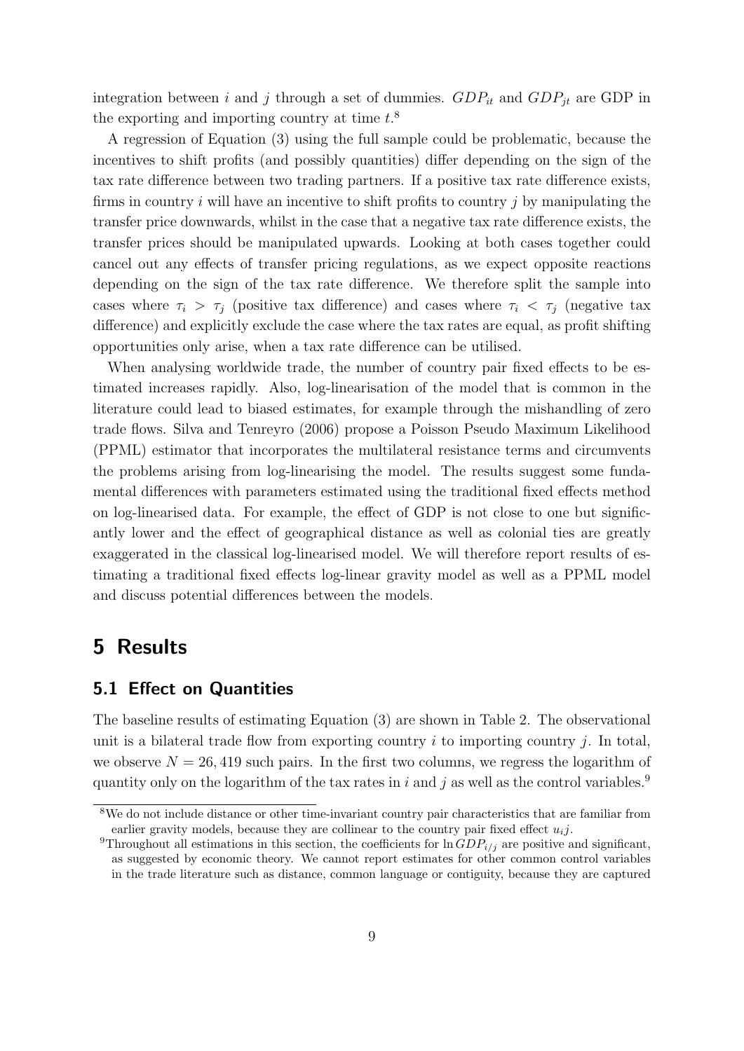integration between $i$ and $j$ through a set of dummies. $GDP_{it}$ and $GDP_{jt}$ are GDP in the exporting and importing country at time $t$.[8]

A regression of Equation (3) using the full sample could be problematic, because the incentives to shift profits (and possibly quantities) differ depending on the sign of the tax rate difference between two trading partners. If a positive tax rate difference exists, firms in country $i$ will have an incentive to shift profits to country $j$ by manipulating the transfer price downwards, whilst in the case that a negative tax rate difference exists, the transfer prices should be manipulated upwards. Looking at both cases together could cancel out any effects of transfer pricing regulations, as we expect opposite reactions depending on the sign of the tax rate difference. We therefore split the sample into cases where $\tau_i > \tau_j$ (positive tax difference) and cases where $\tau_i < \tau_j$ (negative tax difference) and explicitly exclude the case where the tax rates are equal, as profit shifting opportunities only arise, when a tax rate difference can be utilised.

When analysing worldwide trade, the number of country pair fixed effects to be estimated increases rapidly. Also, log-linearisation of the model that is common in the literature could lead to biased estimates, for example through the mishandling of zero trade flows. Silva and Tenreyro (2006) propose a Poisson Pseudo Maximum Likelihood (PPML) estimator that incorporates the multilateral resistance terms and circumvents the problems arising from log-linearising the model. The results suggest some fundamental differences with parameters estimated using the traditional fixed effects method on log-linearised data. For example, the effect of GDP is not close to one but significantly lower and the effect of geographical distance as well as colonial ties are greatly exaggerated in the classical log-linearised model. We will therefore report results of estimating a traditional fixed effects log-linear gravity model as well as a PPML model and discuss potential differences between the models.

# 5 Results

## 5.1 Effect on Quantities

The baseline results of estimating Equation (3) are shown in Table 2. The observational unit is a bilateral trade flow from exporting country $i$ to importing country $j$. In total, we observe $N = 26,419$ such pairs. In the first two columns, we regress the logarithm of quantity only on the logarithm of the tax rates in $i$ and $j$ as well as the control variables.[9]

[8] We do not include distance or other time-invariant country pair characteristics that are familiar from earlier gravity models, because they are collinear to the country pair fixed effect $u_i j$.

[9] Throughout all estimations in this section, the coefficients for $\ln GDP_{i/j}$ are positive and significant, as suggested by economic theory. We cannot report estimates for other common control variables in the trade literature such as distance, common language or contiguity, because they are captured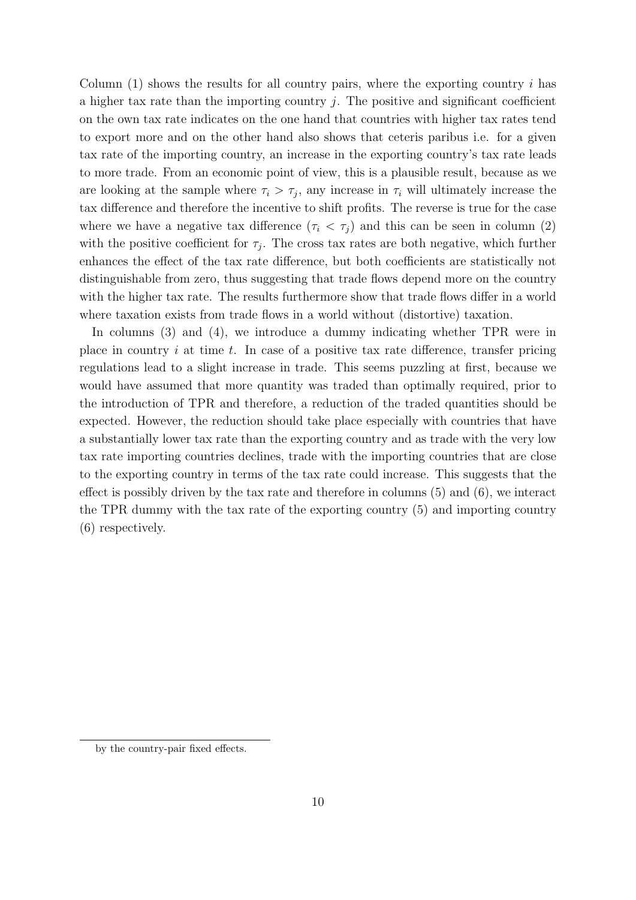Column (1) shows the results for all country pairs, where the exporting country $i$ has a higher tax rate than the importing country $j$. The positive and significant coefficient on the own tax rate indicates on the one hand that countries with higher tax rates tend to export more and on the other hand also shows that ceteris paribus i.e. for a given tax rate of the importing country, an increase in the exporting country's tax rate leads to more trade. From an economic point of view, this is a plausible result, because as we are looking at the sample where $\tau_i > \tau_j$, any increase in $\tau_i$ will ultimately increase the tax difference and therefore the incentive to shift profits. The reverse is true for the case where we have a negative tax difference ($\tau_i < \tau_j$) and this can be seen in column (2) with the positive coefficient for $\tau_j$. The cross tax rates are both negative, which further enhances the effect of the tax rate difference, but both coefficients are statistically not distinguishable from zero, thus suggesting that trade flows depend more on the country with the higher tax rate. The results furthermore show that trade flows differ in a world where taxation exists from trade flows in a world without (distortive) taxation.

In columns (3) and (4), we introduce a dummy indicating whether TPR were in place in country $i$ at time $t$. In case of a positive tax rate difference, transfer pricing regulations lead to a slight increase in trade. This seems puzzling at first, because we would have assumed that more quantity was traded than optimally required, prior to the introduction of TPR and therefore, a reduction of the traded quantities should be expected. However, the reduction should take place especially with countries that have a substantially lower tax rate than the exporting country and as trade with the very low tax rate importing countries declines, trade with the importing countries that are close to the exporting country in terms of the tax rate could increase. This suggests that the effect is possibly driven by the tax rate and therefore in columns (5) and (6), we interact the TPR dummy with the tax rate of the exporting country (5) and importing country (6) respectively.

by the country-pair fixed effects.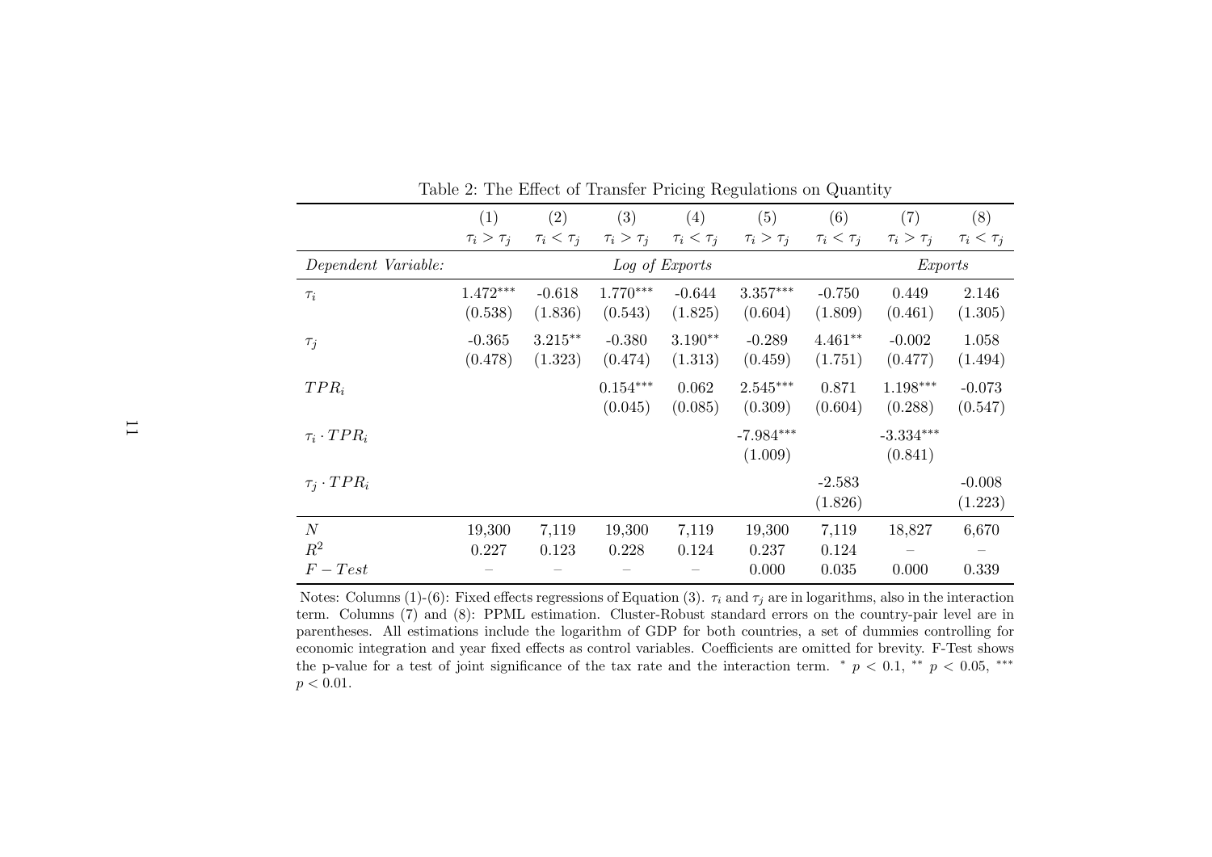Table 2: The Effect of Transfer Pricing Regulations on Quantity

| | (1) | (2) | (3) | (4) | (5) | (6) | (7) | (8) |
|---|---|---|---|---|---|---|---|---|
| | $\tau_i > \tau_j$ | $\tau_i < \tau_j$ | $\tau_i > \tau_j$ | $\tau_i < \tau_j$ | $\tau_i > \tau_j$ | $\tau_i < \tau_j$ | $\tau_i > \tau_j$ | $\tau_i < \tau_j$ |
| *Dependent Variable:* | *Log of Exports* | | | | | | *Exports* | |
| $\tau_i$ | 1.472*** | -0.618 | 1.770*** | -0.644 | 3.357*** | -0.750 | 0.449 | 2.146 |
| | (0.538) | (1.836) | (0.543) | (1.825) | (0.604) | (1.809) | (0.461) | (1.305) |
| $\tau_j$ | -0.365 | 3.215** | -0.380 | 3.190** | -0.289 | 4.461** | -0.002 | 1.058 |
| | (0.478) | (1.323) | (0.474) | (1.313) | (0.459) | (1.751) | (0.477) | (1.494) |
| $TPR_i$ | | | 0.154*** | 0.062 | 2.545*** | 0.871 | 1.198*** | -0.073 |
| | | | (0.045) | (0.085) | (0.309) | (0.604) | (0.288) | (0.547) |
| $\tau_i \cdot TPR_i$ | | | | | -7.984*** | | -3.334*** | |
| | | | | | (1.009) | | (0.841) | |
| $\tau_j \cdot TPR_i$ | | | | | | -2.583 | | -0.008 |
| | | | | | | (1.826) | | (1.223) |
| $N$ | 19,300 | 7,119 | 19,300 | 7,119 | 19,300 | 7,119 | 18,827 | 6,670 |
| $R^2$ | 0.227 | 0.123 | 0.228 | 0.124 | 0.237 | 0.124 | – | – |
| $F-Test$ | – | – | – | – | 0.000 | 0.035 | 0.000 | 0.339 |

Notes: Columns (1)-(6): Fixed effects regressions of Equation (3). $\tau_i$ and $\tau_j$ are in logarithms, also in the interaction term. Columns (7) and (8): PPML estimation. Cluster-Robust standard errors on the country-pair level are in parentheses. All estimations include the logarithm of GDP for both countries, a set of dummies controlling for economic integration and year fixed effects as control variables. Coefficients are omitted for brevity. F-Test shows the p-value for a test of joint significance of the tax rate and the interaction term. * $p < 0.1$, ** $p < 0.05$, *** $p < 0.01$.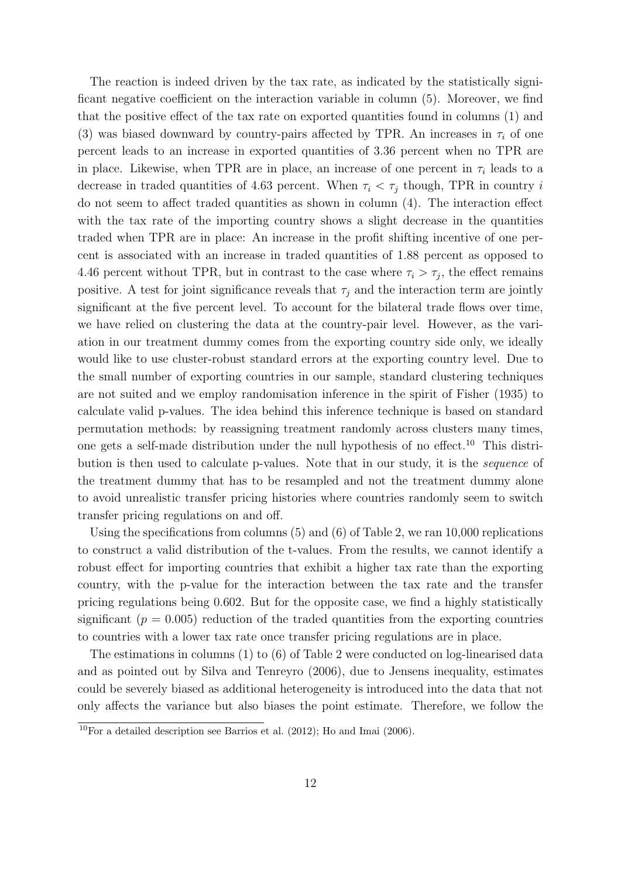The reaction is indeed driven by the tax rate, as indicated by the statistically significant negative coefficient on the interaction variable in column (5). Moreover, we find that the positive effect of the tax rate on exported quantities found in columns (1) and (3) was biased downward by country-pairs affected by TPR. An increases in $\tau_i$ of one percent leads to an increase in exported quantities of 3.36 percent when no TPR are in place. Likewise, when TPR are in place, an increase of one percent in $\tau_i$ leads to a decrease in traded quantities of 4.63 percent. When $\tau_i < \tau_j$ though, TPR in country $i$ do not seem to affect traded quantities as shown in column (4). The interaction effect with the tax rate of the importing country shows a slight decrease in the quantities traded when TPR are in place: An increase in the profit shifting incentive of one percent is associated with an increase in traded quantities of 1.88 percent as opposed to 4.46 percent without TPR, but in contrast to the case where $\tau_i > \tau_j$, the effect remains positive. A test for joint significance reveals that $\tau_j$ and the interaction term are jointly significant at the five percent level. To account for the bilateral trade flows over time, we have relied on clustering the data at the country-pair level. However, as the variation in our treatment dummy comes from the exporting country side only, we ideally would like to use cluster-robust standard errors at the exporting country level. Due to the small number of exporting countries in our sample, standard clustering techniques are not suited and we employ randomisation inference in the spirit of Fisher (1935) to calculate valid p-values. The idea behind this inference technique is based on standard permutation methods: by reassigning treatment randomly across clusters many times, one gets a self-made distribution under the null hypothesis of no effect.[10] This distribution is then used to calculate p-values. Note that in our study, it is the *sequence* of the treatment dummy that has to be resampled and not the treatment dummy alone to avoid unrealistic transfer pricing histories where countries randomly seem to switch transfer pricing regulations on and off.

Using the specifications from columns (5) and (6) of Table 2, we ran 10,000 replications to construct a valid distribution of the t-values. From the results, we cannot identify a robust effect for importing countries that exhibit a higher tax rate than the exporting country, with the p-value for the interaction between the tax rate and the transfer pricing regulations being 0.602. But for the opposite case, we find a highly statistically significant ($p = 0.005$) reduction of the traded quantities from the exporting countries to countries with a lower tax rate once transfer pricing regulations are in place.

The estimations in columns (1) to (6) of Table 2 were conducted on log-linearised data and as pointed out by Silva and Tenreyro (2006), due to Jensens inequality, estimates could be severely biased as additional heterogeneity is introduced into the data that not only affects the variance but also biases the point estimate. Therefore, we follow the

[10] For a detailed description see Barrios et al. (2012); Ho and Imai (2006).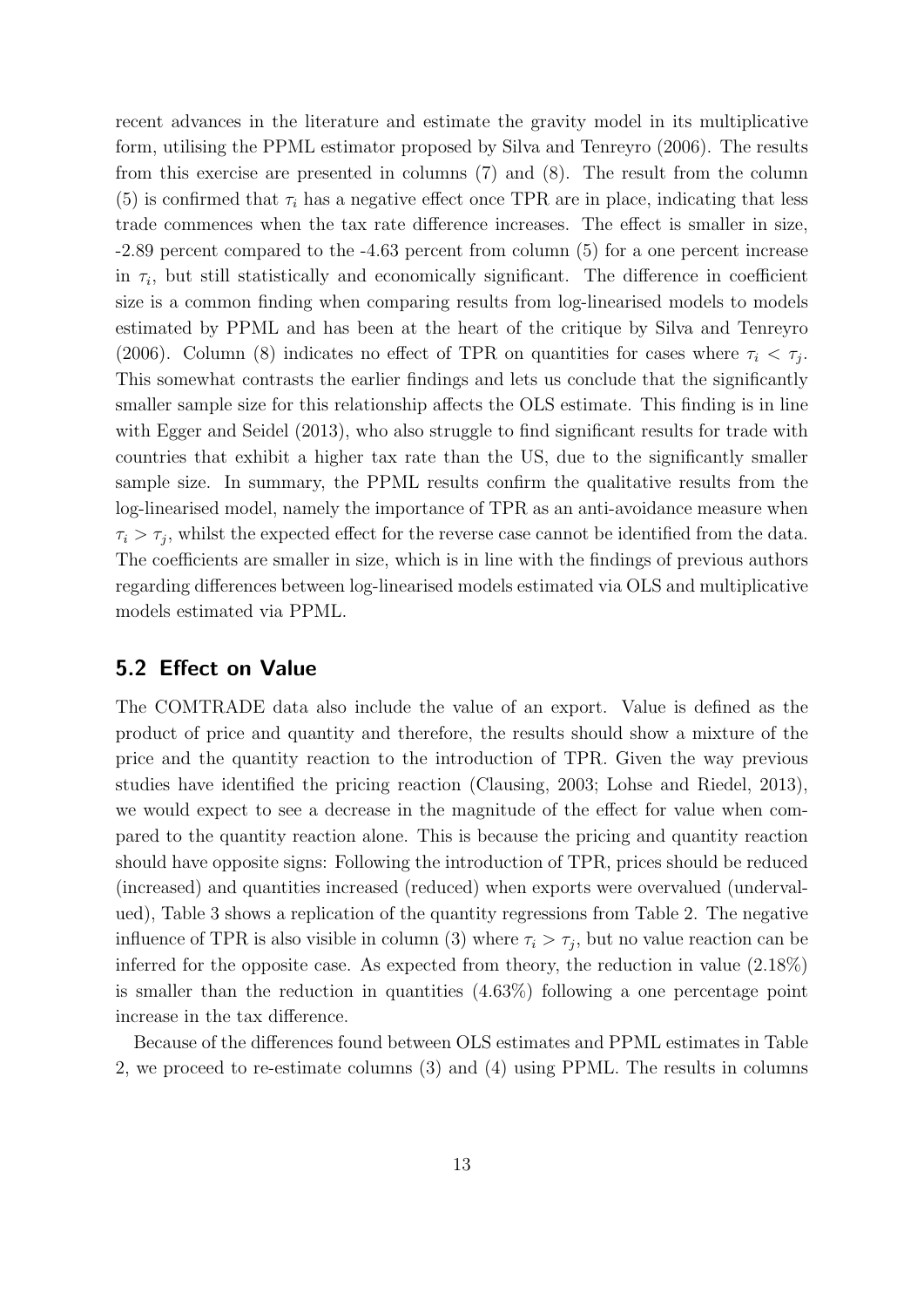recent advances in the literature and estimate the gravity model in its multiplicative form, utilising the PPML estimator proposed by Silva and Tenreyro (2006). The results from this exercise are presented in columns (7) and (8). The result from the column (5) is confirmed that $\tau_i$ has a negative effect once TPR are in place, indicating that less trade commences when the tax rate difference increases. The effect is smaller in size, -2.89 percent compared to the -4.63 percent from column (5) for a one percent increase in $\tau_i$, but still statistically and economically significant. The difference in coefficient size is a common finding when comparing results from log-linearised models to models estimated by PPML and has been at the heart of the critique by Silva and Tenreyro (2006). Column (8) indicates no effect of TPR on quantities for cases where $\tau_i < \tau_j$. This somewhat contrasts the earlier findings and lets us conclude that the significantly smaller sample size for this relationship affects the OLS estimate. This finding is in line with Egger and Seidel (2013), who also struggle to find significant results for trade with countries that exhibit a higher tax rate than the US, due to the significantly smaller sample size. In summary, the PPML results confirm the qualitative results from the log-linearised model, namely the importance of TPR as an anti-avoidance measure when $\tau_i > \tau_j$, whilst the expected effect for the reverse case cannot be identified from the data. The coefficients are smaller in size, which is in line with the findings of previous authors regarding differences between log-linearised models estimated via OLS and multiplicative models estimated via PPML.

## 5.2 Effect on Value

The COMTRADE data also include the value of an export. Value is defined as the product of price and quantity and therefore, the results should show a mixture of the price and the quantity reaction to the introduction of TPR. Given the way previous studies have identified the pricing reaction (Clausing, 2003; Lohse and Riedel, 2013), we would expect to see a decrease in the magnitude of the effect for value when compared to the quantity reaction alone. This is because the pricing and quantity reaction should have opposite signs: Following the introduction of TPR, prices should be reduced (increased) and quantities increased (reduced) when exports were overvalued (undervalued), Table 3 shows a replication of the quantity regressions from Table 2. The negative influence of TPR is also visible in column (3) where $\tau_i > \tau_j$, but no value reaction can be inferred for the opposite case. As expected from theory, the reduction in value (2.18%) is smaller than the reduction in quantities (4.63%) following a one percentage point increase in the tax difference.

Because of the differences found between OLS estimates and PPML estimates in Table 2, we proceed to re-estimate columns (3) and (4) using PPML. The results in columns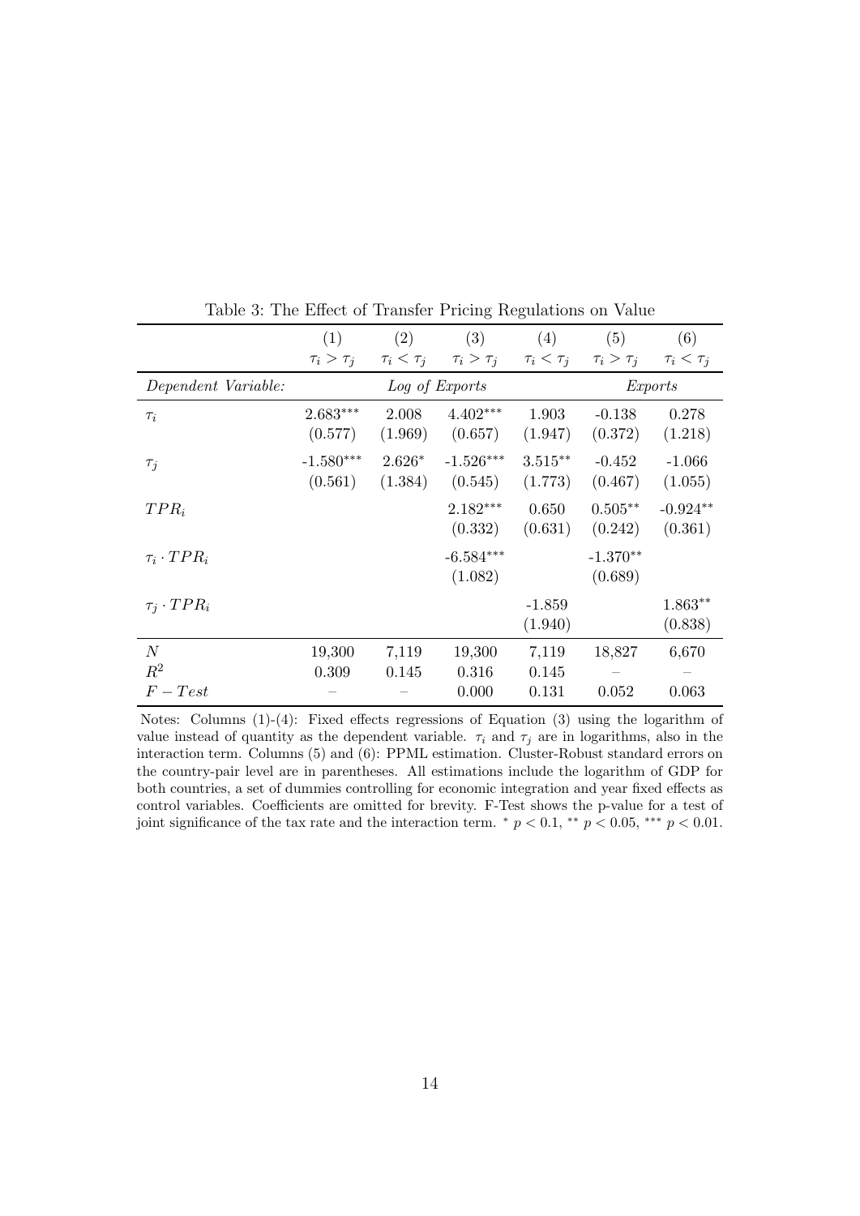Table 3: The Effect of Transfer Pricing Regulations on Value

| | (1) | (2) | (3) | (4) | (5) | (6) |
|---|---|---|---|---|---|---|
| | $\tau_i > \tau_j$ | $\tau_i < \tau_j$ | $\tau_i > \tau_j$ | $\tau_i < \tau_j$ | $\tau_i > \tau_j$ | $\tau_i < \tau_j$ |
| *Dependent Variable:* | *Log of Exports* | | | | *Exports* | |
| $\tau_i$ | 2.683*** | 2.008 | 4.402*** | 1.903 | -0.138 | 0.278 |
| | (0.577) | (1.969) | (0.657) | (1.947) | (0.372) | (1.218) |
| $\tau_j$ | -1.580*** | 2.626* | -1.526*** | 3.515** | -0.452 | -1.066 |
| | (0.561) | (1.384) | (0.545) | (1.773) | (0.467) | (1.055) |
| $TPR_i$ | | | 2.182*** | 0.650 | 0.505** | -0.924** |
| | | | (0.332) | (0.631) | (0.242) | (0.361) |
| $\tau_i \cdot TPR_i$ | | | -6.584*** | | -1.370** | |
| | | | (1.082) | | (0.689) | |
| $\tau_j \cdot TPR_i$ | | | | -1.859 | | 1.863** |
| | | | | (1.940) | | (0.838) |
| $N$ | 19,300 | 7,119 | 19,300 | 7,119 | 18,827 | 6,670 |
| $R^2$ | 0.309 | 0.145 | 0.316 | 0.145 | – | – |
| $F-Test$ | – | – | 0.000 | 0.131 | 0.052 | 0.063 |

Notes: Columns (1)-(4): Fixed effects regressions of Equation (3) using the logarithm of value instead of quantity as the dependent variable. $\tau_i$ and $\tau_j$ are in logarithms, also in the interaction term. Columns (5) and (6): PPML estimation. Cluster-Robust standard errors on the country-pair level are in parentheses. All estimations include the logarithm of GDP for both countries, a set of dummies controlling for economic integration and year fixed effects as control variables. Coefficients are omitted for brevity. F-Test shows the p-value for a test of joint significance of the tax rate and the interaction term. * $p < 0.1$, ** $p < 0.05$, *** $p < 0.01$.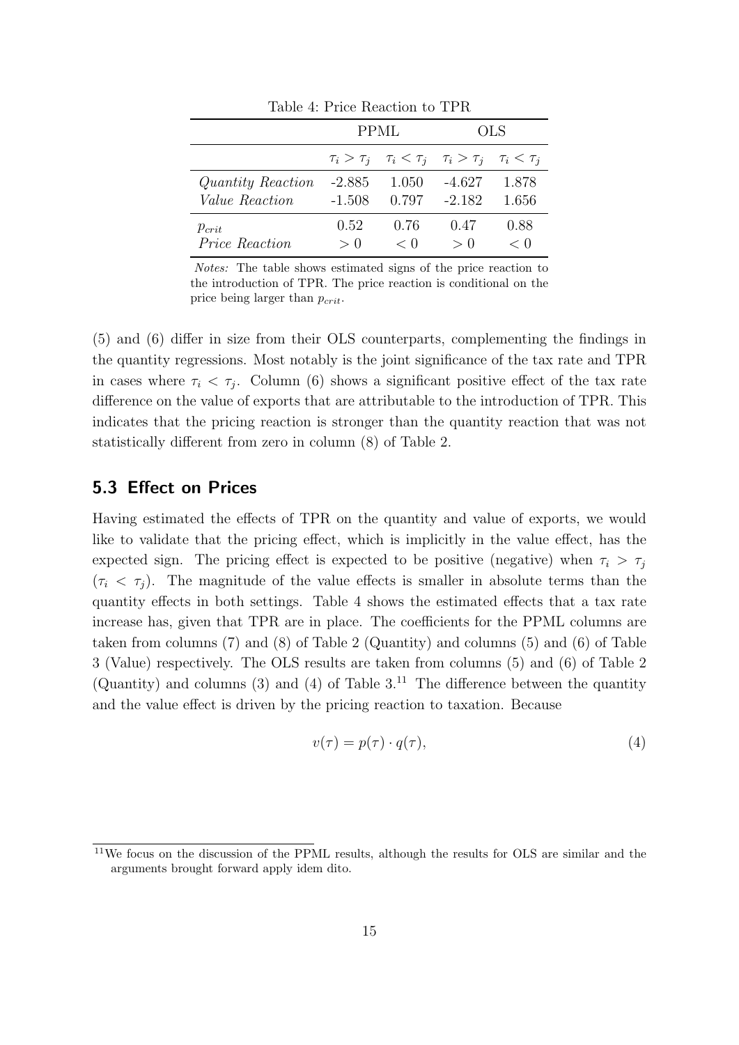Table 4: Price Reaction to TPR

| | PPML | | OLS | |
|---|---|---|---|---|
| | $\tau_i > \tau_j$ | $\tau_i < \tau_j$ | $\tau_i > \tau_j$ | $\tau_i < \tau_j$ |
| *Quantity Reaction* | -2.885 | 1.050 | -4.627 | 1.878 |
| *Value Reaction* | -1.508 | 0.797 | -2.182 | 1.656 |
| $p_{crit}$ | 0.52 | 0.76 | 0.47 | 0.88 |
| *Price Reaction* | $> 0$ | $< 0$ | $> 0$ | $< 0$ |

*Notes:* The table shows estimated signs of the price reaction to the introduction of TPR. The price reaction is conditional on the price being larger than $p_{crit}$.

(5) and (6) differ in size from their OLS counterparts, complementing the findings in the quantity regressions. Most notably is the joint significance of the tax rate and TPR in cases where $\tau_i < \tau_j$. Column (6) shows a significant positive effect of the tax rate difference on the value of exports that are attributable to the introduction of TPR. This indicates that the pricing reaction is stronger than the quantity reaction that was not statistically different from zero in column (8) of Table 2.

## 5.3 Effect on Prices

Having estimated the effects of TPR on the quantity and value of exports, we would like to validate that the pricing effect, which is implicitly in the value effect, has the expected sign. The pricing effect is expected to be positive (negative) when $\tau_i > \tau_j$ ($\tau_i < \tau_j$). The magnitude of the value effects is smaller in absolute terms than the quantity effects in both settings. Table 4 shows the estimated effects that a tax rate increase has, given that TPR are in place. The coefficients for the PPML columns are taken from columns (7) and (8) of Table 2 (Quantity) and columns (5) and (6) of Table 3 (Value) respectively. The OLS results are taken from columns (5) and (6) of Table 2 (Quantity) and columns (3) and (4) of Table 3.[11] The difference between the quantity and the value effect is driven by the pricing reaction to taxation. Because

$$v(\tau) = p(\tau) \cdot q(\tau), \tag{4}$$

[11] We focus on the discussion of the PPML results, although the results for OLS are similar and the arguments brought forward apply idem dito.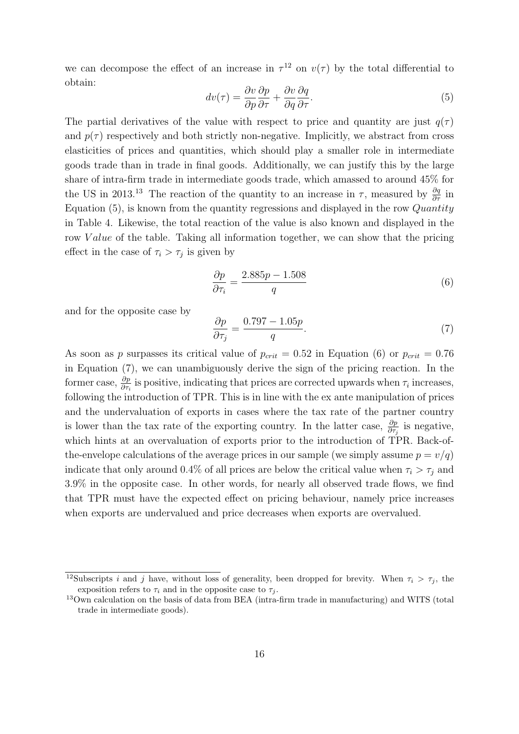we can decompose the effect of an increase in $\tau$[12] on $v(\tau)$ by the total differential to obtain:

$$dv(\tau) = \frac{\partial v}{\partial p}\frac{\partial p}{\partial \tau} + \frac{\partial v}{\partial q}\frac{\partial q}{\partial \tau}. \tag{5}$$

The partial derivatives of the value with respect to price and quantity are just $q(\tau)$ and $p(\tau)$ respectively and both strictly non-negative. Implicitly, we abstract from cross elasticities of prices and quantities, which should play a smaller role in intermediate goods trade than in trade in final goods. Additionally, we can justify this by the large share of intra-firm trade in intermediate goods trade, which amassed to around 45% for the US in 2013.[13] The reaction of the quantity to an increase in $\tau$, measured by $\frac{\partial q}{\partial \tau}$ in Equation (5), is known from the quantity regressions and displayed in the row *Quantity* in Table 4. Likewise, the total reaction of the value is also known and displayed in the row *Value* of the table. Taking all information together, we can show that the pricing effect in the case of $\tau_i > \tau_j$ is given by

$$\frac{\partial p}{\partial \tau_i} = \frac{2.885p - 1.508}{q} \tag{6}$$

and for the opposite case by

$$\frac{\partial p}{\partial \tau_j} = \frac{0.797 - 1.05p}{q}. \tag{7}$$

As soon as $p$ surpasses its critical value of $p_{crit} = 0.52$ in Equation (6) or $p_{crit} = 0.76$ in Equation (7), we can unambiguously derive the sign of the pricing reaction. In the former case, $\frac{\partial p}{\partial \tau_i}$ is positive, indicating that prices are corrected upwards when $\tau_i$ increases, following the introduction of TPR. This is in line with the ex ante manipulation of prices and the undervaluation of exports in cases where the tax rate of the partner country is lower than the tax rate of the exporting country. In the latter case, $\frac{\partial p}{\partial \tau_j}$ is negative, which hints at an overvaluation of exports prior to the introduction of TPR. Back-of-the-envelope calculations of the average prices in our sample (we simply assume $p = v/q$) indicate that only around 0.4% of all prices are below the critical value when $\tau_i > \tau_j$ and 3.9% in the opposite case. In other words, for nearly all observed trade flows, we find that TPR must have the expected effect on pricing behaviour, namely price increases when exports are undervalued and price decreases when exports are overvalued.

[12] Subscripts $i$ and $j$ have, without loss of generality, been dropped for brevity. When $\tau_i > \tau_j$, the exposition refers to $\tau_i$ and in the opposite case to $\tau_j$.

[13] Own calculation on the basis of data from BEA (intra-firm trade in manufacturing) and WITS (total trade in intermediate goods).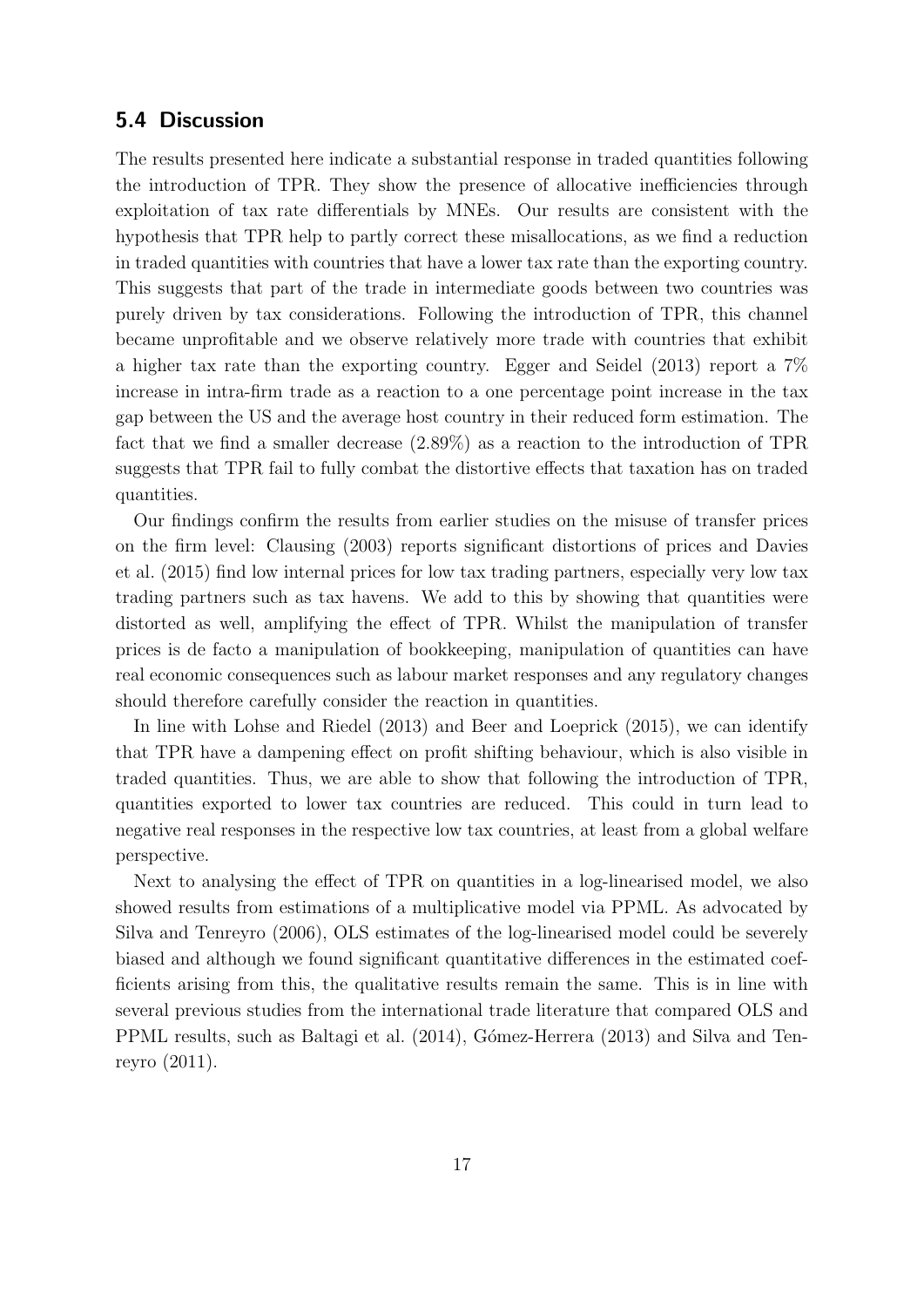### 5.4 Discussion

The results presented here indicate a substantial response in traded quantities following the introduction of TPR. They show the presence of allocative inefficiencies through exploitation of tax rate differentials by MNEs. Our results are consistent with the hypothesis that TPR help to partly correct these misallocations, as we find a reduction in traded quantities with countries that have a lower tax rate than the exporting country. This suggests that part of the trade in intermediate goods between two countries was purely driven by tax considerations. Following the introduction of TPR, this channel became unprofitable and we observe relatively more trade with countries that exhibit a higher tax rate than the exporting country. Egger and Seidel (2013) report a 7% increase in intra-firm trade as a reaction to a one percentage point increase in the tax gap between the US and the average host country in their reduced form estimation. The fact that we find a smaller decrease (2.89%) as a reaction to the introduction of TPR suggests that TPR fail to fully combat the distortive effects that taxation has on traded quantities.

Our findings confirm the results from earlier studies on the misuse of transfer prices on the firm level: Clausing (2003) reports significant distortions of prices and Davies et al. (2015) find low internal prices for low tax trading partners, especially very low tax trading partners such as tax havens. We add to this by showing that quantities were distorted as well, amplifying the effect of TPR. Whilst the manipulation of transfer prices is de facto a manipulation of bookkeeping, manipulation of quantities can have real economic consequences such as labour market responses and any regulatory changes should therefore carefully consider the reaction in quantities.

In line with Lohse and Riedel (2013) and Beer and Loeprick (2015), we can identify that TPR have a dampening effect on profit shifting behaviour, which is also visible in traded quantities. Thus, we are able to show that following the introduction of TPR, quantities exported to lower tax countries are reduced. This could in turn lead to negative real responses in the respective low tax countries, at least from a global welfare perspective.

Next to analysing the effect of TPR on quantities in a log-linearised model, we also showed results from estimations of a multiplicative model via PPML. As advocated by Silva and Tenreyro (2006), OLS estimates of the log-linearised model could be severely biased and although we found significant quantitative differences in the estimated coefficients arising from this, the qualitative results remain the same. This is in line with several previous studies from the international trade literature that compared OLS and PPML results, such as Baltagi et al. (2014), Gómez-Herrera (2013) and Silva and Tenreyro (2011).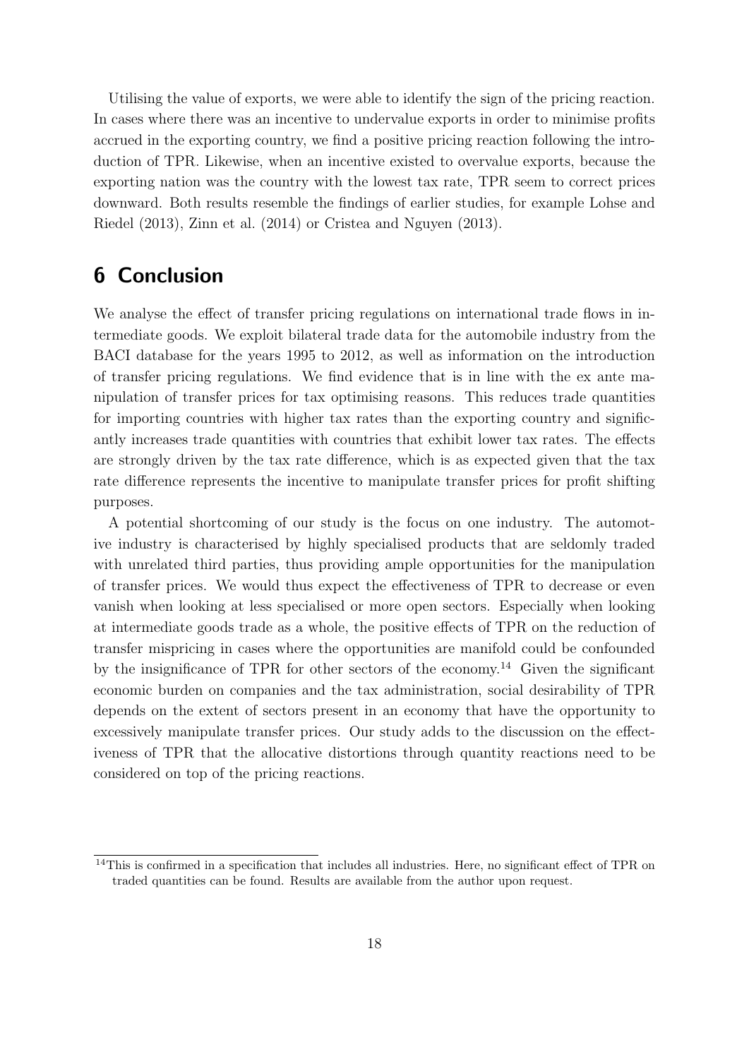Utilising the value of exports, we were able to identify the sign of the pricing reaction. In cases where there was an incentive to undervalue exports in order to minimise profits accrued in the exporting country, we find a positive pricing reaction following the introduction of TPR. Likewise, when an incentive existed to overvalue exports, because the exporting nation was the country with the lowest tax rate, TPR seem to correct prices downward. Both results resemble the findings of earlier studies, for example Lohse and Riedel (2013), Zinn et al. (2014) or Cristea and Nguyen (2013).

# 6 Conclusion

We analyse the effect of transfer pricing regulations on international trade flows in intermediate goods. We exploit bilateral trade data for the automobile industry from the BACI database for the years 1995 to 2012, as well as information on the introduction of transfer pricing regulations. We find evidence that is in line with the ex ante manipulation of transfer prices for tax optimising reasons. This reduces trade quantities for importing countries with higher tax rates than the exporting country and significantly increases trade quantities with countries that exhibit lower tax rates. The effects are strongly driven by the tax rate difference, which is as expected given that the tax rate difference represents the incentive to manipulate transfer prices for profit shifting purposes.

A potential shortcoming of our study is the focus on one industry. The automotive industry is characterised by highly specialised products that are seldomly traded with unrelated third parties, thus providing ample opportunities for the manipulation of transfer prices. We would thus expect the effectiveness of TPR to decrease or even vanish when looking at less specialised or more open sectors. Especially when looking at intermediate goods trade as a whole, the positive effects of TPR on the reduction of transfer mispricing in cases where the opportunities are manifold could be confounded by the insignificance of TPR for other sectors of the economy.[14] Given the significant economic burden on companies and the tax administration, social desirability of TPR depends on the extent of sectors present in an economy that have the opportunity to excessively manipulate transfer prices. Our study adds to the discussion on the effectiveness of TPR that the allocative distortions through quantity reactions need to be considered on top of the pricing reactions.

[14] This is confirmed in a specification that includes all industries. Here, no significant effect of TPR on traded quantities can be found. Results are available from the author upon request.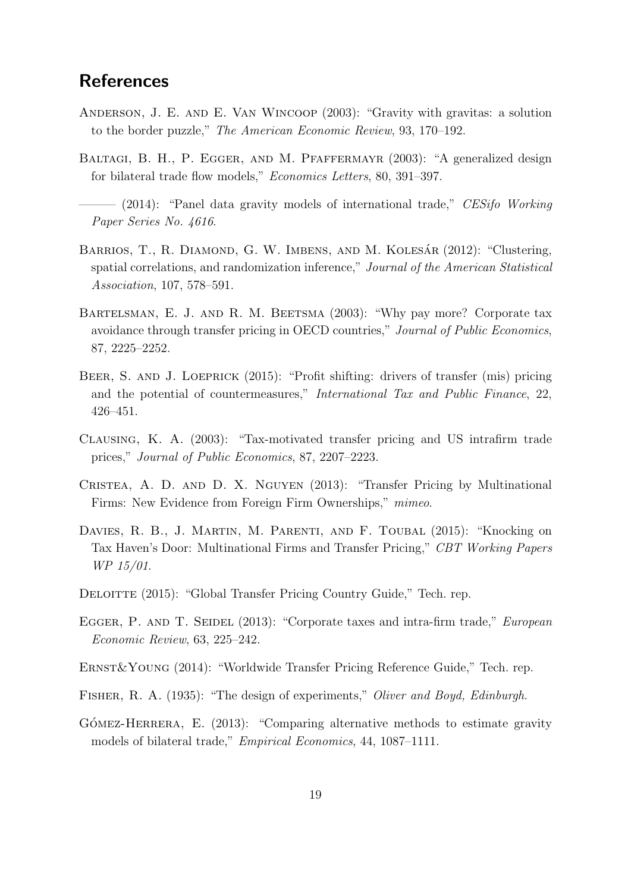## References

Anderson, J. E. and E. Van Wincoop (2003): "Gravity with gravitas: a solution to the border puzzle," *The American Economic Review*, 93, 170–192.

Baltagi, B. H., P. Egger, and M. Pfaffermayr (2003): "A generalized design for bilateral trade flow models," *Economics Letters*, 80, 391–397.

——— (2014): "Panel data gravity models of international trade," *CESifo Working Paper Series No. 4616*.

Barrios, T., R. Diamond, G. W. Imbens, and M. Kolesár (2012): "Clustering, spatial correlations, and randomization inference," *Journal of the American Statistical Association*, 107, 578–591.

Bartelsman, E. J. and R. M. Beetsma (2003): "Why pay more? Corporate tax avoidance through transfer pricing in OECD countries," *Journal of Public Economics*, 87, 2225–2252.

Beer, S. and J. Loeprick (2015): "Profit shifting: drivers of transfer (mis) pricing and the potential of countermeasures," *International Tax and Public Finance*, 22, 426–451.

Clausing, K. A. (2003): "Tax-motivated transfer pricing and US intrafirm trade prices," *Journal of Public Economics*, 87, 2207–2223.

Cristea, A. D. and D. X. Nguyen (2013): "Transfer Pricing by Multinational Firms: New Evidence from Foreign Firm Ownerships," *mimeo*.

Davies, R. B., J. Martin, M. Parenti, and F. Toubal (2015): "Knocking on Tax Haven's Door: Multinational Firms and Transfer Pricing," *CBT Working Papers WP 15/01*.

Deloitte (2015): "Global Transfer Pricing Country Guide," Tech. rep.

Egger, P. and T. Seidel (2013): "Corporate taxes and intra-firm trade," *European Economic Review*, 63, 225–242.

Ernst&Young (2014): "Worldwide Transfer Pricing Reference Guide," Tech. rep.

Fisher, R. A. (1935): "The design of experiments," *Oliver and Boyd, Edinburgh*.

Gómez-Herrera, E. (2013): "Comparing alternative methods to estimate gravity models of bilateral trade," *Empirical Economics*, 44, 1087–1111.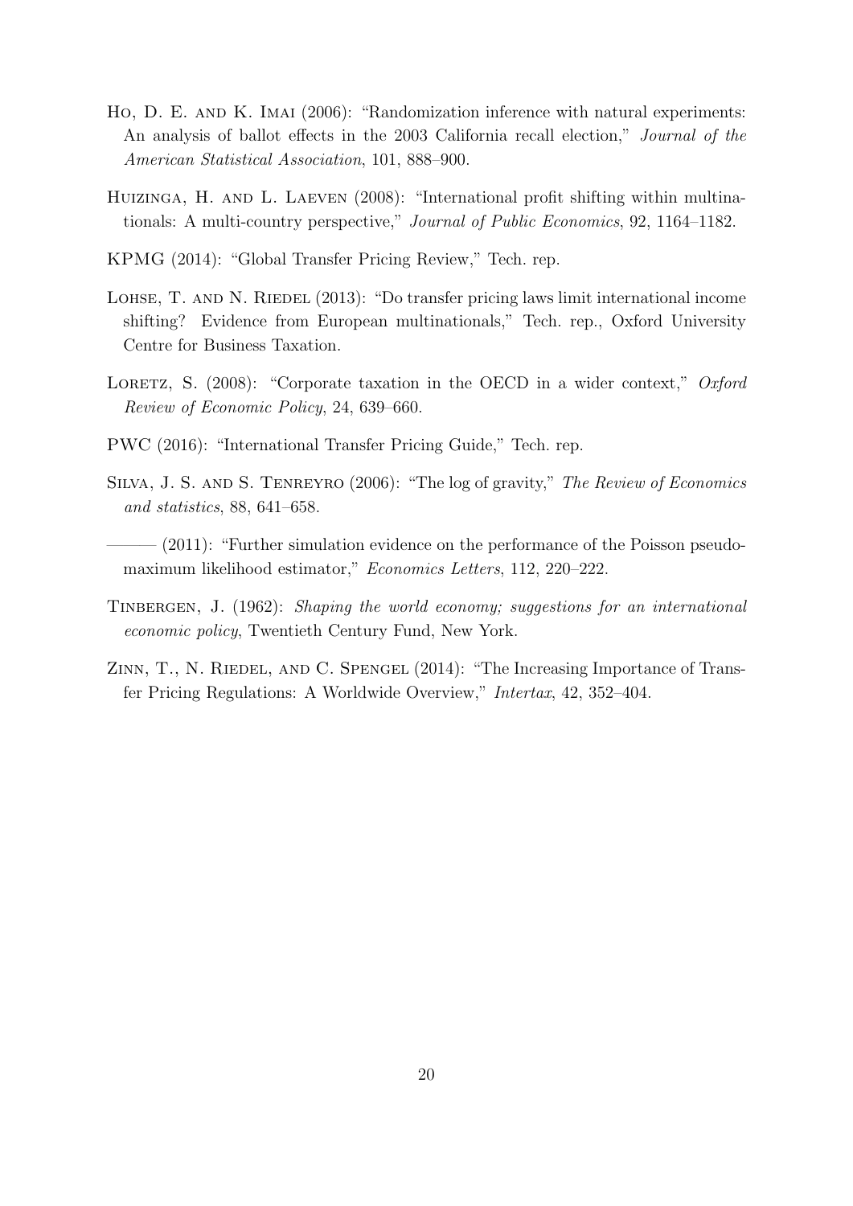Ho, D. E. and K. Imai (2006): "Randomization inference with natural experiments: An analysis of ballot effects in the 2003 California recall election," *Journal of the American Statistical Association*, 101, 888–900.

Huizinga, H. and L. Laeven (2008): "International profit shifting within multinationals: A multi-country perspective," *Journal of Public Economics*, 92, 1164–1182.

KPMG (2014): "Global Transfer Pricing Review," Tech. rep.

Lohse, T. and N. Riedel (2013): "Do transfer pricing laws limit international income shifting? Evidence from European multinationals," Tech. rep., Oxford University Centre for Business Taxation.

Loretz, S. (2008): "Corporate taxation in the OECD in a wider context," *Oxford Review of Economic Policy*, 24, 639–660.

PWC (2016): "International Transfer Pricing Guide," Tech. rep.

Silva, J. S. and S. Tenreyro (2006): "The log of gravity," *The Review of Economics and statistics*, 88, 641–658.

——— (2011): "Further simulation evidence on the performance of the Poisson pseudo-maximum likelihood estimator," *Economics Letters*, 112, 220–222.

Tinbergen, J. (1962): *Shaping the world economy; suggestions for an international economic policy*, Twentieth Century Fund, New York.

Zinn, T., N. Riedel, and C. Spengel (2014): "The Increasing Importance of Transfer Pricing Regulations: A Worldwide Overview," *Intertax*, 42, 352–404.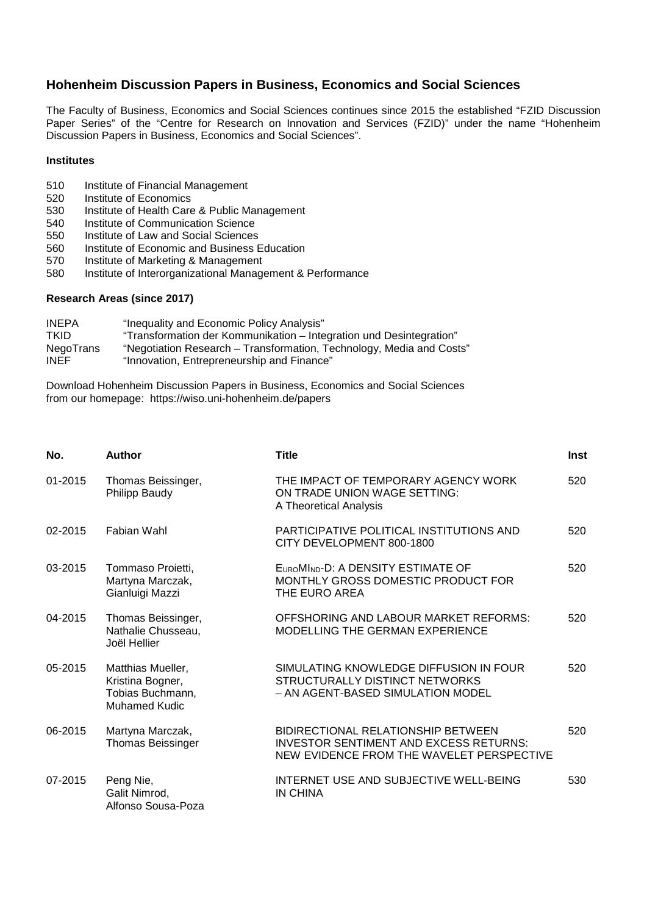## Hohenheim Discussion Papers in Business, Economics and Social Sciences

The Faculty of Business, Economics and Social Sciences continues since 2015 the established "FZID Discussion Paper Series" of the "Centre for Research on Innovation and Services (FZID)" under the name "Hohenheim Discussion Papers in Business, Economics and Social Sciences".

**Institutes**

| | |
|---|---|
| 510 | Institute of Financial Management |
| 520 | Institute of Economics |
| 530 | Institute of Health Care & Public Management |
| 540 | Institute of Communication Science |
| 550 | Institute of Law and Social Sciences |
| 560 | Institute of Economic and Business Education |
| 570 | Institute of Marketing & Management |
| 580 | Institute of Interorganizational Management & Performance |

**Research Areas (since 2017)**

| | |
|---|---|
| INEPA | "Inequality and Economic Policy Analysis" |
| TKID | "Transformation der Kommunikation – Integration und Desintegration" |
| NegoTrans | "Negotiation Research – Transformation, Technology, Media and Costs" |
| INEF | "Innovation, Entrepreneurship and Finance" |

Download Hohenheim Discussion Papers in Business, Economics and Social Sciences from our homepage: https://wiso.uni-hohenheim.de/papers

| No. | Author | Title | Inst |
|---|---|---|---|
| 01-2015 | Thomas Beissinger, Philipp Baudy | THE IMPACT OF TEMPORARY AGENCY WORK ON TRADE UNION WAGE SETTING: A Theoretical Analysis | 520 |
| 02-2015 | Fabian Wahl | PARTICIPATIVE POLITICAL INSTITUTIONS AND CITY DEVELOPMENT 800-1800 | 520 |
| 03-2015 | Tommaso Proietti, Martyna Marczak, Gianluigi Mazzi | EUROMIND-D: A DENSITY ESTIMATE OF MONTHLY GROSS DOMESTIC PRODUCT FOR THE EURO AREA | 520 |
| 04-2015 | Thomas Beissinger, Nathalie Chusseau, Joël Hellier | OFFSHORING AND LABOUR MARKET REFORMS: MODELLING THE GERMAN EXPERIENCE | 520 |
| 05-2015 | Matthias Mueller, Kristina Bogner, Tobias Buchmann, Muhamed Kudic | SIMULATING KNOWLEDGE DIFFUSION IN FOUR STRUCTURALLY DISTINCT NETWORKS – AN AGENT-BASED SIMULATION MODEL | 520 |
| 06-2015 | Martyna Marczak, Thomas Beissinger | BIDIRECTIONAL RELATIONSHIP BETWEEN INVESTOR SENTIMENT AND EXCESS RETURNS: NEW EVIDENCE FROM THE WAVELET PERSPECTIVE | 520 |
| 07-2015 | Peng Nie, Galit Nimrod, Alfonso Sousa-Poza | INTERNET USE AND SUBJECTIVE WELL-BEING IN CHINA | 530 |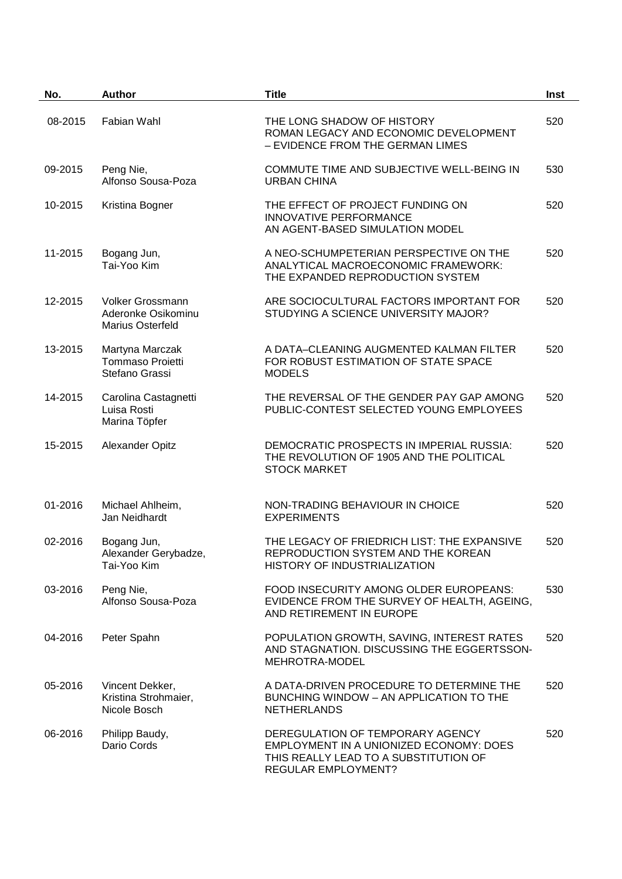| No. | Author | Title | Inst |
|---|---|---|---|
| 08-2015 | Fabian Wahl | THE LONG SHADOW OF HISTORY ROMAN LEGACY AND ECONOMIC DEVELOPMENT – EVIDENCE FROM THE GERMAN LIMES | 520 |
| 09-2015 | Peng Nie, Alfonso Sousa-Poza | COMMUTE TIME AND SUBJECTIVE WELL-BEING IN URBAN CHINA | 530 |
| 10-2015 | Kristina Bogner | THE EFFECT OF PROJECT FUNDING ON INNOVATIVE PERFORMANCE AN AGENT-BASED SIMULATION MODEL | 520 |
| 11-2015 | Bogang Jun, Tai-Yoo Kim | A NEO-SCHUMPETERIAN PERSPECTIVE ON THE ANALYTICAL MACROECONOMIC FRAMEWORK: THE EXPANDED REPRODUCTION SYSTEM | 520 |
| 12-2015 | Volker Grossmann Aderonke Osikominu Marius Osterfeld | ARE SOCIOCULTURAL FACTORS IMPORTANT FOR STUDYING A SCIENCE UNIVERSITY MAJOR? | 520 |
| 13-2015 | Martyna Marczak Tommaso Proietti Stefano Grassi | A DATA–CLEANING AUGMENTED KALMAN FILTER FOR ROBUST ESTIMATION OF STATE SPACE MODELS | 520 |
| 14-2015 | Carolina Castagnetti Luisa Rosti Marina Töpfer | THE REVERSAL OF THE GENDER PAY GAP AMONG PUBLIC-CONTEST SELECTED YOUNG EMPLOYEES | 520 |
| 15-2015 | Alexander Opitz | DEMOCRATIC PROSPECTS IN IMPERIAL RUSSIA: THE REVOLUTION OF 1905 AND THE POLITICAL STOCK MARKET | 520 |
| 01-2016 | Michael Ahlheim, Jan Neidhardt | NON-TRADING BEHAVIOUR IN CHOICE EXPERIMENTS | 520 |
| 02-2016 | Bogang Jun, Alexander Gerybadze, Tai-Yoo Kim | THE LEGACY OF FRIEDRICH LIST: THE EXPANSIVE REPRODUCTION SYSTEM AND THE KOREAN HISTORY OF INDUSTRIALIZATION | 520 |
| 03-2016 | Peng Nie, Alfonso Sousa-Poza | FOOD INSECURITY AMONG OLDER EUROPEANS: EVIDENCE FROM THE SURVEY OF HEALTH, AGEING, AND RETIREMENT IN EUROPE | 530 |
| 04-2016 | Peter Spahn | POPULATION GROWTH, SAVING, INTEREST RATES AND STAGNATION. DISCUSSING THE EGGERTSSON-MEHROTRA-MODEL | 520 |
| 05-2016 | Vincent Dekker, Kristina Strohmaier, Nicole Bosch | A DATA-DRIVEN PROCEDURE TO DETERMINE THE BUNCHING WINDOW – AN APPLICATION TO THE NETHERLANDS | 520 |
| 06-2016 | Philipp Baudy, Dario Cords | DEREGULATION OF TEMPORARY AGENCY EMPLOYMENT IN A UNIONIZED ECONOMY: DOES THIS REALLY LEAD TO A SUBSTITUTION OF REGULAR EMPLOYMENT? | 520 |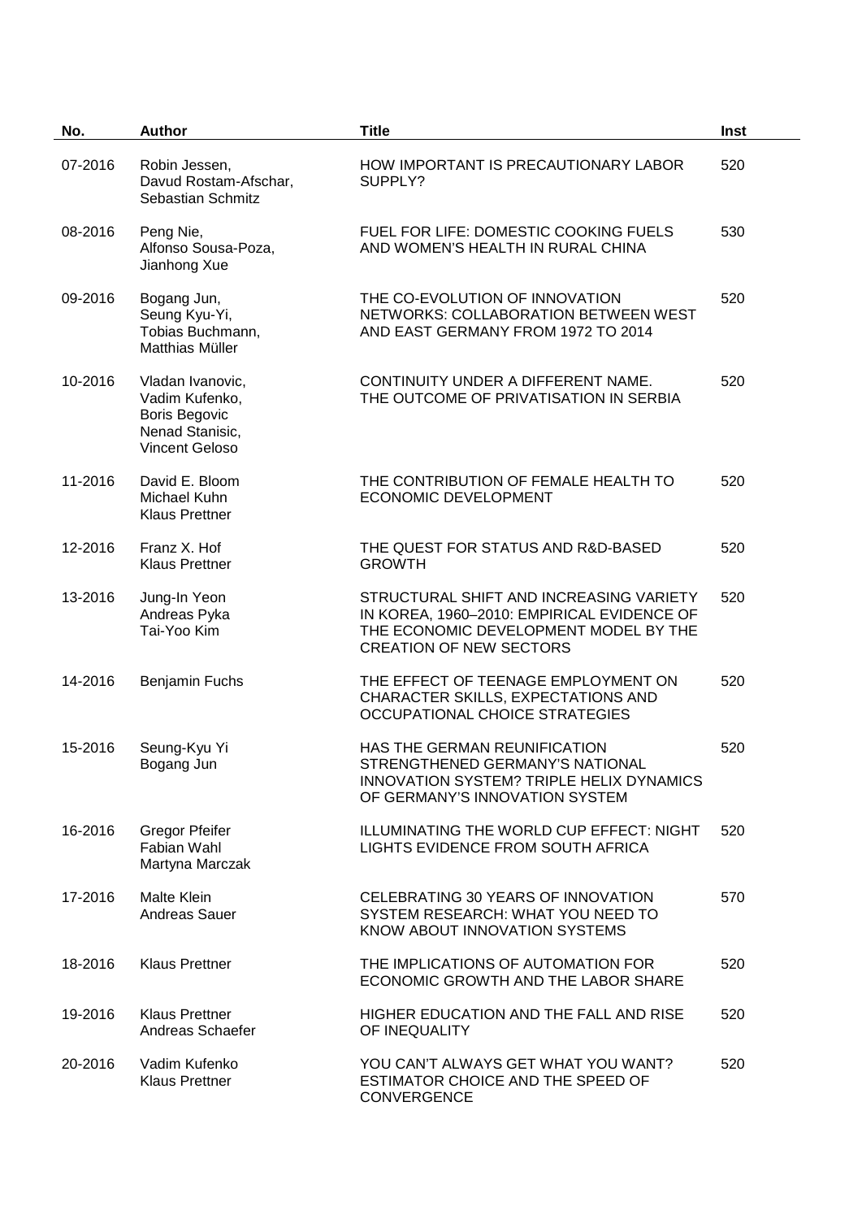| No. | Author | Title | Inst |
|---|---|---|---|
| 07-2016 | Robin Jessen, Davud Rostam-Afschar, Sebastian Schmitz | HOW IMPORTANT IS PRECAUTIONARY LABOR SUPPLY? | 520 |
| 08-2016 | Peng Nie, Alfonso Sousa-Poza, Jianhong Xue | FUEL FOR LIFE: DOMESTIC COOKING FUELS AND WOMEN'S HEALTH IN RURAL CHINA | 530 |
| 09-2016 | Bogang Jun, Seung Kyu-Yi, Tobias Buchmann, Matthias Müller | THE CO-EVOLUTION OF INNOVATION NETWORKS: COLLABORATION BETWEEN WEST AND EAST GERMANY FROM 1972 TO 2014 | 520 |
| 10-2016 | Vladan Ivanovic, Vadim Kufenko, Boris Begovic Nenad Stanisic, Vincent Geloso | CONTINUITY UNDER A DIFFERENT NAME. THE OUTCOME OF PRIVATISATION IN SERBIA | 520 |
| 11-2016 | David E. Bloom Michael Kuhn Klaus Prettner | THE CONTRIBUTION OF FEMALE HEALTH TO ECONOMIC DEVELOPMENT | 520 |
| 12-2016 | Franz X. Hof Klaus Prettner | THE QUEST FOR STATUS AND R&D-BASED GROWTH | 520 |
| 13-2016 | Jung-In Yeon Andreas Pyka Tai-Yoo Kim | STRUCTURAL SHIFT AND INCREASING VARIETY IN KOREA, 1960–2010: EMPIRICAL EVIDENCE OF THE ECONOMIC DEVELOPMENT MODEL BY THE CREATION OF NEW SECTORS | 520 |
| 14-2016 | Benjamin Fuchs | THE EFFECT OF TEENAGE EMPLOYMENT ON CHARACTER SKILLS, EXPECTATIONS AND OCCUPATIONAL CHOICE STRATEGIES | 520 |
| 15-2016 | Seung-Kyu Yi Bogang Jun | HAS THE GERMAN REUNIFICATION STRENGTHENED GERMANY'S NATIONAL INNOVATION SYSTEM? TRIPLE HELIX DYNAMICS OF GERMANY'S INNOVATION SYSTEM | 520 |
| 16-2016 | Gregor Pfeifer Fabian Wahl Martyna Marczak | ILLUMINATING THE WORLD CUP EFFECT: NIGHT LIGHTS EVIDENCE FROM SOUTH AFRICA | 520 |
| 17-2016 | Malte Klein Andreas Sauer | CELEBRATING 30 YEARS OF INNOVATION SYSTEM RESEARCH: WHAT YOU NEED TO KNOW ABOUT INNOVATION SYSTEMS | 570 |
| 18-2016 | Klaus Prettner | THE IMPLICATIONS OF AUTOMATION FOR ECONOMIC GROWTH AND THE LABOR SHARE | 520 |
| 19-2016 | Klaus Prettner Andreas Schaefer | HIGHER EDUCATION AND THE FALL AND RISE OF INEQUALITY | 520 |
| 20-2016 | Vadim Kufenko Klaus Prettner | YOU CAN'T ALWAYS GET WHAT YOU WANT? ESTIMATOR CHOICE AND THE SPEED OF CONVERGENCE | 520 |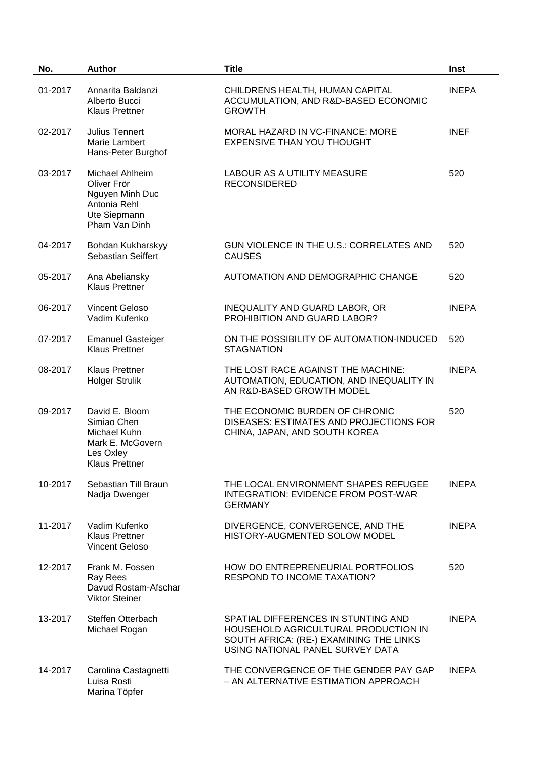| No. | Author | Title | Inst |
|---|---|---|---|
| 01-2017 | Annarita Baldanzi<br>Alberto Bucci<br>Klaus Prettner | CHILDRENS HEALTH, HUMAN CAPITAL ACCUMULATION, AND R&D-BASED ECONOMIC GROWTH | INEPA |
| 02-2017 | Julius Tennert<br>Marie Lambert<br>Hans-Peter Burghof | MORAL HAZARD IN VC-FINANCE: MORE EXPENSIVE THAN YOU THOUGHT | INEF |
| 03-2017 | Michael Ahlheim<br>Oliver Frör<br>Nguyen Minh Duc<br>Antonia Rehl<br>Ute Siepmann<br>Pham Van Dinh | LABOUR AS A UTILITY MEASURE RECONSIDERED | 520 |
| 04-2017 | Bohdan Kukharskyy<br>Sebastian Seiffert | GUN VIOLENCE IN THE U.S.: CORRELATES AND CAUSES | 520 |
| 05-2017 | Ana Abeliansky<br>Klaus Prettner | AUTOMATION AND DEMOGRAPHIC CHANGE | 520 |
| 06-2017 | Vincent Geloso<br>Vadim Kufenko | INEQUALITY AND GUARD LABOR, OR PROHIBITION AND GUARD LABOR? | INEPA |
| 07-2017 | Emanuel Gasteiger<br>Klaus Prettner | ON THE POSSIBILITY OF AUTOMATION-INDUCED STAGNATION | 520 |
| 08-2017 | Klaus Prettner<br>Holger Strulik | THE LOST RACE AGAINST THE MACHINE: AUTOMATION, EDUCATION, AND INEQUALITY IN AN R&D-BASED GROWTH MODEL | INEPA |
| 09-2017 | David E. Bloom<br>Simiao Chen<br>Michael Kuhn<br>Mark E. McGovern<br>Les Oxley<br>Klaus Prettner | THE ECONOMIC BURDEN OF CHRONIC DISEASES: ESTIMATES AND PROJECTIONS FOR CHINA, JAPAN, AND SOUTH KOREA | 520 |
| 10-2017 | Sebastian Till Braun<br>Nadja Dwenger | THE LOCAL ENVIRONMENT SHAPES REFUGEE INTEGRATION: EVIDENCE FROM POST-WAR GERMANY | INEPA |
| 11-2017 | Vadim Kufenko<br>Klaus Prettner<br>Vincent Geloso | DIVERGENCE, CONVERGENCE, AND THE HISTORY-AUGMENTED SOLOW MODEL | INEPA |
| 12-2017 | Frank M. Fossen<br>Ray Rees<br>Davud Rostam-Afschar<br>Viktor Steiner | HOW DO ENTREPRENEURIAL PORTFOLIOS RESPOND TO INCOME TAXATION? | 520 |
| 13-2017 | Steffen Otterbach<br>Michael Rogan | SPATIAL DIFFERENCES IN STUNTING AND HOUSEHOLD AGRICULTURAL PRODUCTION IN SOUTH AFRICA: (RE-) EXAMINING THE LINKS USING NATIONAL PANEL SURVEY DATA | INEPA |
| 14-2017 | Carolina Castagnetti<br>Luisa Rosti<br>Marina Töpfer | THE CONVERGENCE OF THE GENDER PAY GAP – AN ALTERNATIVE ESTIMATION APPROACH | INEPA |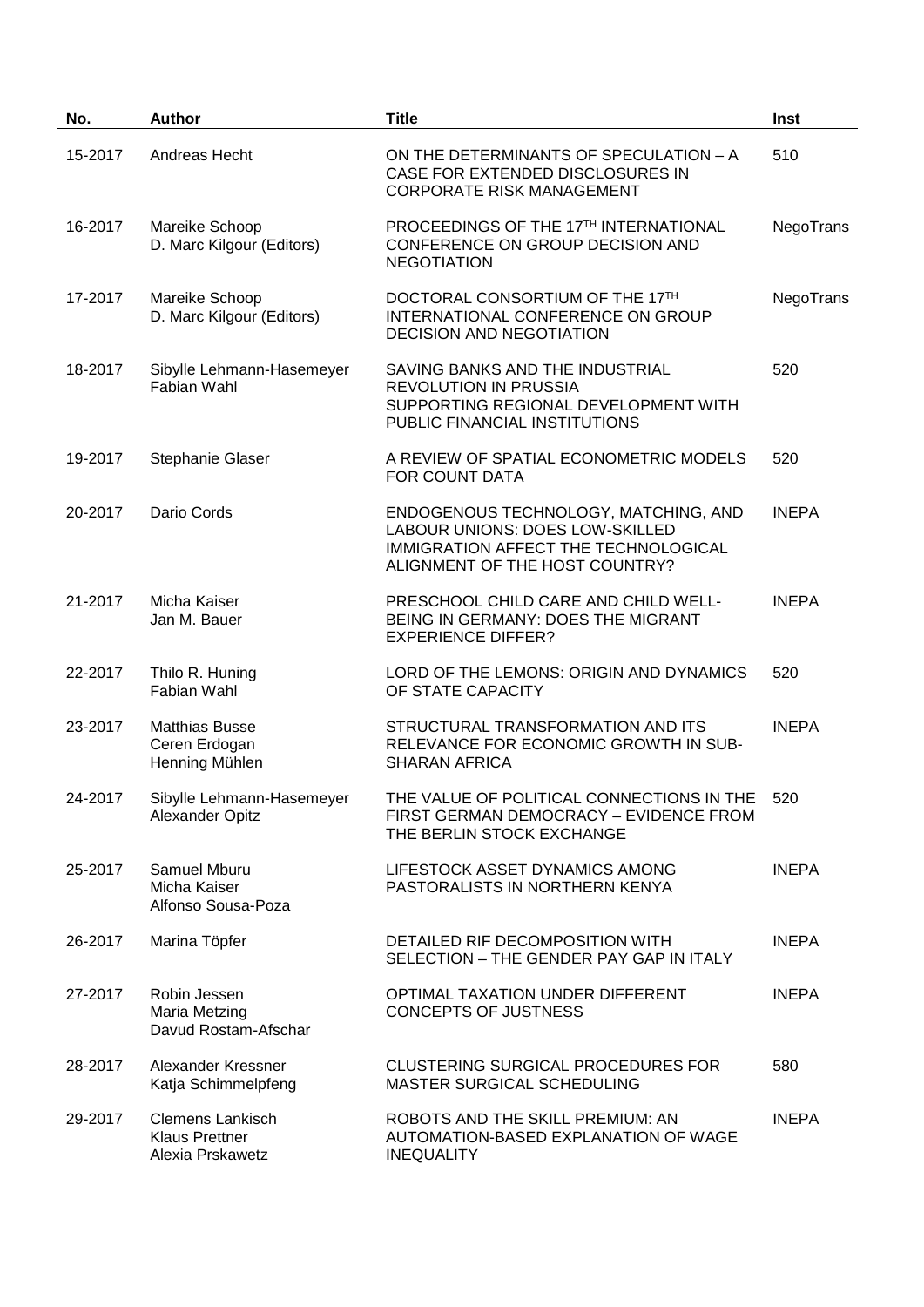| No. | Author | Title | Inst |
|---|---|---|---|
| 15-2017 | Andreas Hecht | ON THE DETERMINANTS OF SPECULATION – A CASE FOR EXTENDED DISCLOSURES IN CORPORATE RISK MANAGEMENT | 510 |
| 16-2017 | Mareike Schoop<br>D. Marc Kilgour (Editors) | PROCEEDINGS OF THE 17TH INTERNATIONAL CONFERENCE ON GROUP DECISION AND NEGOTIATION | NegoTrans |
| 17-2017 | Mareike Schoop<br>D. Marc Kilgour (Editors) | DOCTORAL CONSORTIUM OF THE 17TH INTERNATIONAL CONFERENCE ON GROUP DECISION AND NEGOTIATION | NegoTrans |
| 18-2017 | Sibylle Lehmann-Hasemeyer<br>Fabian Wahl | SAVING BANKS AND THE INDUSTRIAL REVOLUTION IN PRUSSIA SUPPORTING REGIONAL DEVELOPMENT WITH PUBLIC FINANCIAL INSTITUTIONS | 520 |
| 19-2017 | Stephanie Glaser | A REVIEW OF SPATIAL ECONOMETRIC MODELS FOR COUNT DATA | 520 |
| 20-2017 | Dario Cords | ENDOGENOUS TECHNOLOGY, MATCHING, AND LABOUR UNIONS: DOES LOW-SKILLED IMMIGRATION AFFECT THE TECHNOLOGICAL ALIGNMENT OF THE HOST COUNTRY? | INEPA |
| 21-2017 | Micha Kaiser<br>Jan M. Bauer | PRESCHOOL CHILD CARE AND CHILD WELL-BEING IN GERMANY: DOES THE MIGRANT EXPERIENCE DIFFER? | INEPA |
| 22-2017 | Thilo R. Huning<br>Fabian Wahl | LORD OF THE LEMONS: ORIGIN AND DYNAMICS OF STATE CAPACITY | 520 |
| 23-2017 | Matthias Busse<br>Ceren Erdogan<br>Henning Mühlen | STRUCTURAL TRANSFORMATION AND ITS RELEVANCE FOR ECONOMIC GROWTH IN SUB-SHARAN AFRICA | INEPA |
| 24-2017 | Sibylle Lehmann-Hasemeyer<br>Alexander Opitz | THE VALUE OF POLITICAL CONNECTIONS IN THE FIRST GERMAN DEMOCRACY – EVIDENCE FROM THE BERLIN STOCK EXCHANGE | 520 |
| 25-2017 | Samuel Mburu<br>Micha Kaiser<br>Alfonso Sousa-Poza | LIFESTOCK ASSET DYNAMICS AMONG PASTORALISTS IN NORTHERN KENYA | INEPA |
| 26-2017 | Marina Töpfer | DETAILED RIF DECOMPOSITION WITH SELECTION – THE GENDER PAY GAP IN ITALY | INEPA |
| 27-2017 | Robin Jessen<br>Maria Metzing<br>Davud Rostam-Afschar | OPTIMAL TAXATION UNDER DIFFERENT CONCEPTS OF JUSTNESS | INEPA |
| 28-2017 | Alexander Kressner<br>Katja Schimmelpfeng | CLUSTERING SURGICAL PROCEDURES FOR MASTER SURGICAL SCHEDULING | 580 |
| 29-2017 | Clemens Lankisch<br>Klaus Prettner<br>Alexia Prskawetz | ROBOTS AND THE SKILL PREMIUM: AN AUTOMATION-BASED EXPLANATION OF WAGE INEQUALITY | INEPA |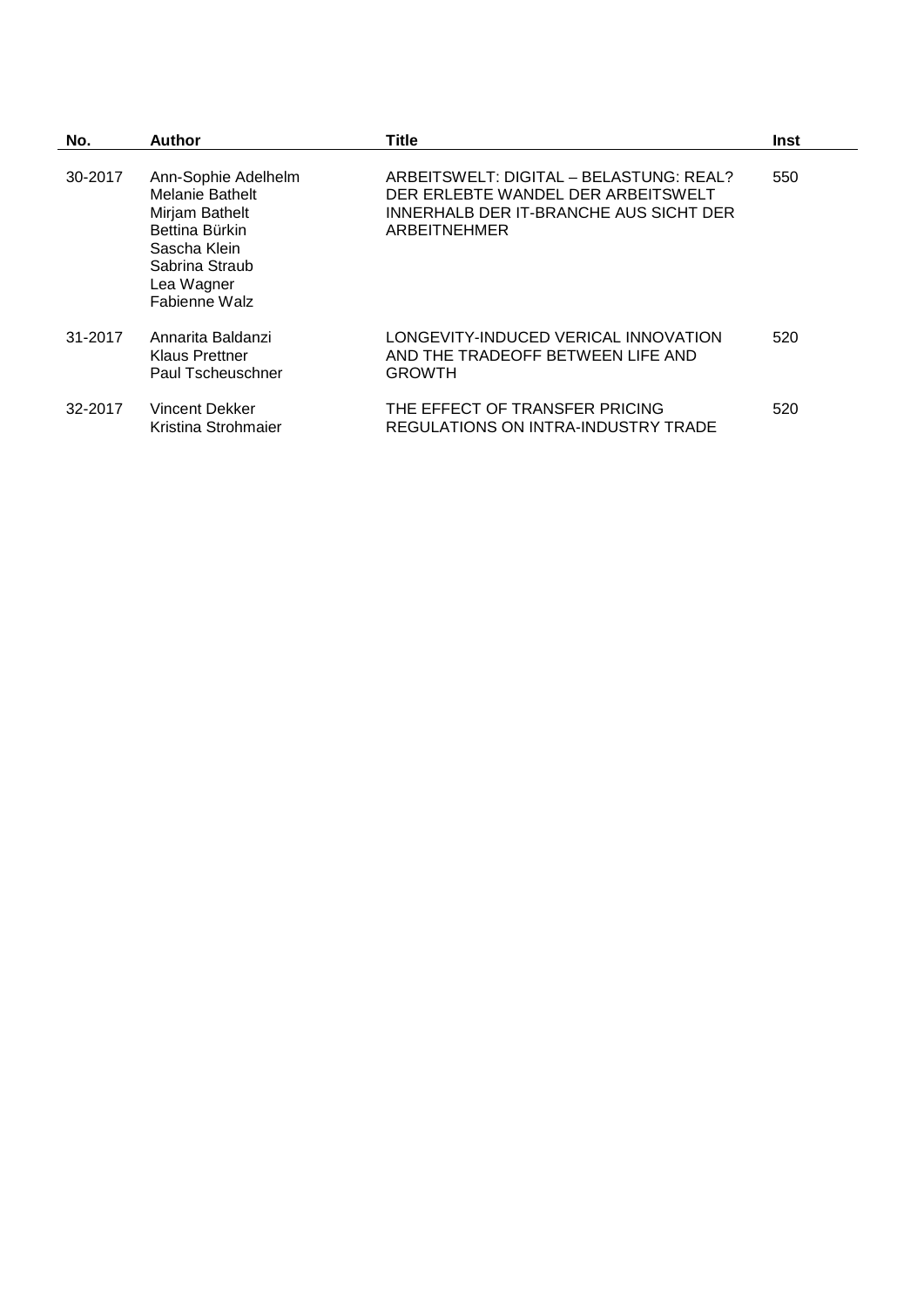| No. | Author | Title | Inst |
|---|---|---|---|
| 30-2017 | Ann-Sophie Adelhelm<br>Melanie Bathelt<br>Mirjam Bathelt<br>Bettina Bürkin<br>Sascha Klein<br>Sabrina Straub<br>Lea Wagner<br>Fabienne Walz | ARBEITSWELT: DIGITAL – BELASTUNG: REAL? DER ERLEBTE WANDEL DER ARBEITSWELT INNERHALB DER IT-BRANCHE AUS SICHT DER ARBEITNEHMER | 550 |
| 31-2017 | Annarita Baldanzi<br>Klaus Prettner<br>Paul Tscheuschner | LONGEVITY-INDUCED VERICAL INNOVATION AND THE TRADEOFF BETWEEN LIFE AND GROWTH | 520 |
| 32-2017 | Vincent Dekker<br>Kristina Strohmaier | THE EFFECT OF TRANSFER PRICING REGULATIONS ON INTRA-INDUSTRY TRADE | 520 |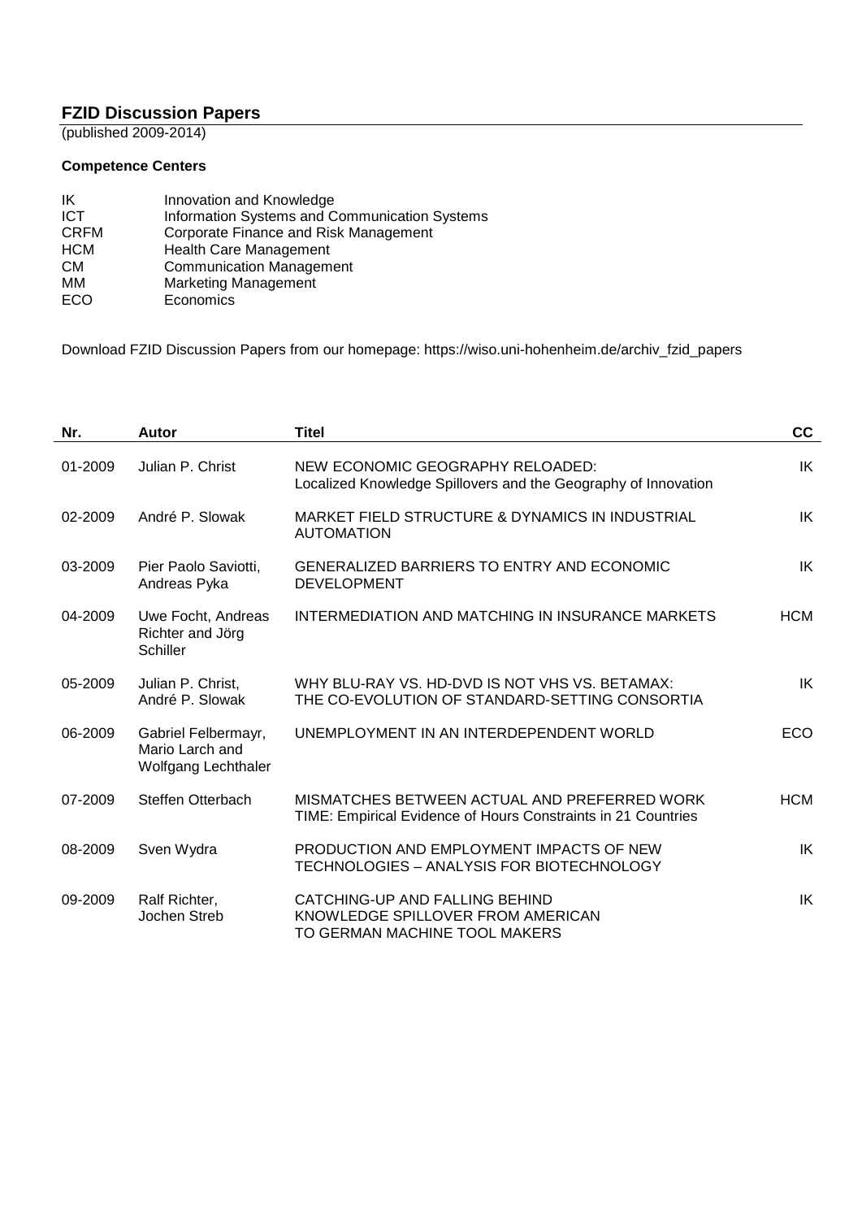## FZID Discussion Papers

(published 2009-2014)

**Competence Centers**

| | |
|---|---|
| IK | Innovation and Knowledge |
| ICT | Information Systems and Communication Systems |
| CRFM | Corporate Finance and Risk Management |
| HCM | Health Care Management |
| CM | Communication Management |
| MM | Marketing Management |
| ECO | Economics |

Download FZID Discussion Papers from our homepage: https://wiso.uni-hohenheim.de/archiv_fzid_papers

| Nr. | Autor | Titel | CC |
|---|---|---|---|
| 01-2009 | Julian P. Christ | NEW ECONOMIC GEOGRAPHY RELOADED: Localized Knowledge Spillovers and the Geography of Innovation | IK |
| 02-2009 | André P. Slowak | MARKET FIELD STRUCTURE & DYNAMICS IN INDUSTRIAL AUTOMATION | IK |
| 03-2009 | Pier Paolo Saviotti, Andreas Pyka | GENERALIZED BARRIERS TO ENTRY AND ECONOMIC DEVELOPMENT | IK |
| 04-2009 | Uwe Focht, Andreas Richter and Jörg Schiller | INTERMEDIATION AND MATCHING IN INSURANCE MARKETS | HCM |
| 05-2009 | Julian P. Christ, André P. Slowak | WHY BLU-RAY VS. HD-DVD IS NOT VHS VS. BETAMAX: THE CO-EVOLUTION OF STANDARD-SETTING CONSORTIA | IK |
| 06-2009 | Gabriel Felbermayr, Mario Larch and Wolfgang Lechthaler | UNEMPLOYMENT IN AN INTERDEPENDENT WORLD | ECO |
| 07-2009 | Steffen Otterbach | MISMATCHES BETWEEN ACTUAL AND PREFERRED WORK TIME: Empirical Evidence of Hours Constraints in 21 Countries | HCM |
| 08-2009 | Sven Wydra | PRODUCTION AND EMPLOYMENT IMPACTS OF NEW TECHNOLOGIES – ANALYSIS FOR BIOTECHNOLOGY | IK |
| 09-2009 | Ralf Richter, Jochen Streb | CATCHING-UP AND FALLING BEHIND KNOWLEDGE SPILLOVER FROM AMERICAN TO GERMAN MACHINE TOOL MAKERS | IK |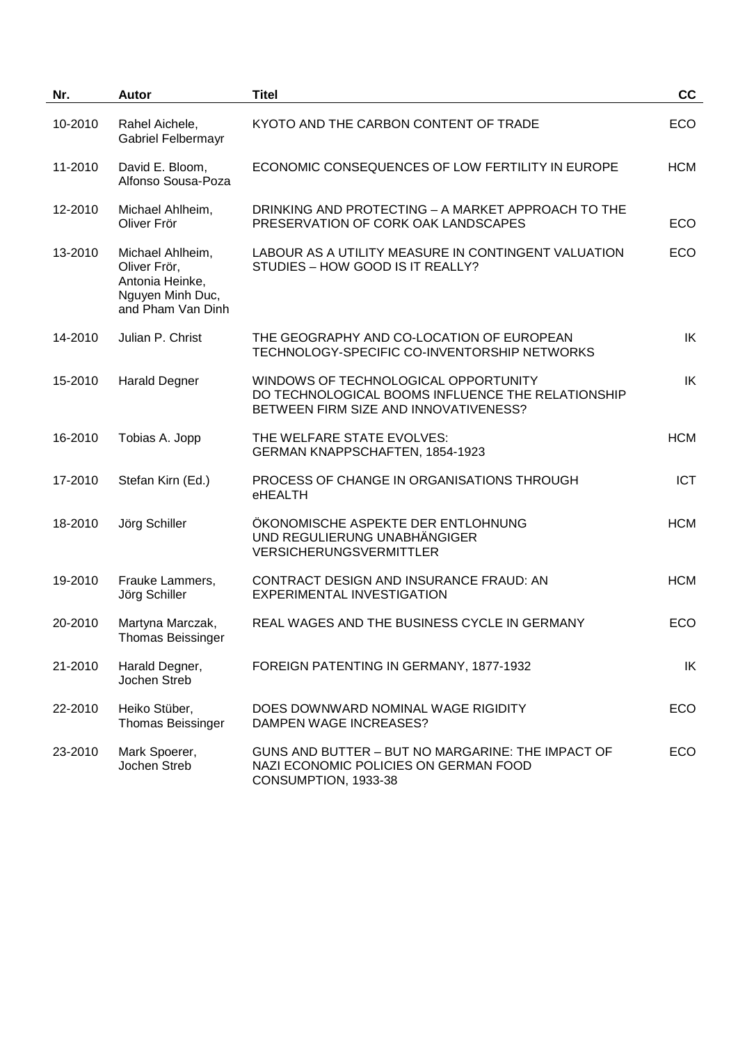| Nr. | Autor | Titel | CC |
|---|---|---|---|
| 10-2010 | Rahel Aichele, Gabriel Felbermayr | KYOTO AND THE CARBON CONTENT OF TRADE | ECO |
| 11-2010 | David E. Bloom, Alfonso Sousa-Poza | ECONOMIC CONSEQUENCES OF LOW FERTILITY IN EUROPE | HCM |
| 12-2010 | Michael Ahlheim, Oliver Frör | DRINKING AND PROTECTING – A MARKET APPROACH TO THE PRESERVATION OF CORK OAK LANDSCAPES | ECO |
| 13-2010 | Michael Ahlheim, Oliver Frör, Antonia Heinke, Nguyen Minh Duc, and Pham Van Dinh | LABOUR AS A UTILITY MEASURE IN CONTINGENT VALUATION STUDIES – HOW GOOD IS IT REALLY? | ECO |
| 14-2010 | Julian P. Christ | THE GEOGRAPHY AND CO-LOCATION OF EUROPEAN TECHNOLOGY-SPECIFIC CO-INVENTORSHIP NETWORKS | IK |
| 15-2010 | Harald Degner | WINDOWS OF TECHNOLOGICAL OPPORTUNITY DO TECHNOLOGICAL BOOMS INFLUENCE THE RELATIONSHIP BETWEEN FIRM SIZE AND INNOVATIVENESS? | IK |
| 16-2010 | Tobias A. Jopp | THE WELFARE STATE EVOLVES: GERMAN KNAPPSCHAFTEN, 1854-1923 | HCM |
| 17-2010 | Stefan Kirn (Ed.) | PROCESS OF CHANGE IN ORGANISATIONS THROUGH eHEALTH | ICT |
| 18-2010 | Jörg Schiller | ÖKONOMISCHE ASPEKTE DER ENTLOHNUNG UND REGULIERUNG UNABHÄNGIGER VERSICHERUNGSVERMITTLER | HCM |
| 19-2010 | Frauke Lammers, Jörg Schiller | CONTRACT DESIGN AND INSURANCE FRAUD: AN EXPERIMENTAL INVESTIGATION | HCM |
| 20-2010 | Martyna Marczak, Thomas Beissinger | REAL WAGES AND THE BUSINESS CYCLE IN GERMANY | ECO |
| 21-2010 | Harald Degner, Jochen Streb | FOREIGN PATENTING IN GERMANY, 1877-1932 | IK |
| 22-2010 | Heiko Stüber, Thomas Beissinger | DOES DOWNWARD NOMINAL WAGE RIGIDITY DAMPEN WAGE INCREASES? | ECO |
| 23-2010 | Mark Spoerer, Jochen Streb | GUNS AND BUTTER – BUT NO MARGARINE: THE IMPACT OF NAZI ECONOMIC POLICIES ON GERMAN FOOD CONSUMPTION, 1933-38 | ECO |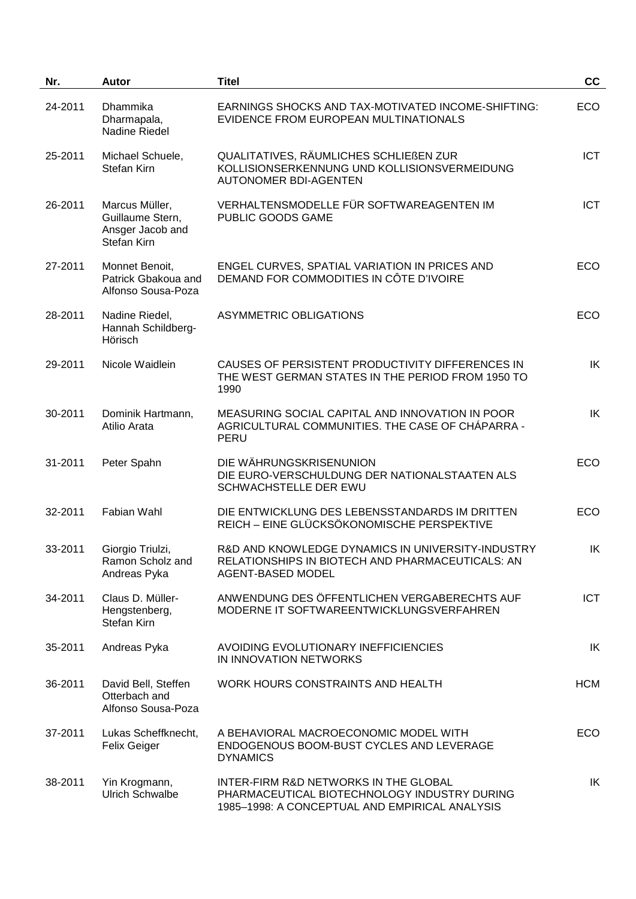| Nr. | Autor | Titel | CC |
|---|---|---|---|
| 24-2011 | Dhammika Dharmapala, Nadine Riedel | EARNINGS SHOCKS AND TAX-MOTIVATED INCOME-SHIFTING: EVIDENCE FROM EUROPEAN MULTINATIONALS | ECO |
| 25-2011 | Michael Schuele, Stefan Kirn | QUALITATIVES, RÄUMLICHES SCHLIEßEN ZUR KOLLISIONSERKENNUNG UND KOLLISIONSVERMEIDUNG AUTONOMER BDI-AGENTEN | ICT |
| 26-2011 | Marcus Müller, Guillaume Stern, Ansger Jacob and Stefan Kirn | VERHALTENSMODELLE FÜR SOFTWAREAGENTEN IM PUBLIC GOODS GAME | ICT |
| 27-2011 | Monnet Benoit, Patrick Gbakoua and Alfonso Sousa-Poza | ENGEL CURVES, SPATIAL VARIATION IN PRICES AND DEMAND FOR COMMODITIES IN CÔTE D'IVOIRE | ECO |
| 28-2011 | Nadine Riedel, Hannah Schildberg-Hörisch | ASYMMETRIC OBLIGATIONS | ECO |
| 29-2011 | Nicole Waidlein | CAUSES OF PERSISTENT PRODUCTIVITY DIFFERENCES IN THE WEST GERMAN STATES IN THE PERIOD FROM 1950 TO 1990 | IK |
| 30-2011 | Dominik Hartmann, Atilio Arata | MEASURING SOCIAL CAPITAL AND INNOVATION IN POOR AGRICULTURAL COMMUNITIES. THE CASE OF CHÁPARRA - PERU | IK |
| 31-2011 | Peter Spahn | DIE WÄHRUNGSKRISENUNION DIE EURO-VERSCHULDUNG DER NATIONALSTAATEN ALS SCHWACHSTELLE DER EWU | ECO |
| 32-2011 | Fabian Wahl | DIE ENTWICKLUNG DES LEBENSSTANDARDS IM DRITTEN REICH – EINE GLÜCKSÖKONOMISCHE PERSPEKTIVE | ECO |
| 33-2011 | Giorgio Triulzi, Ramon Scholz and Andreas Pyka | R&D AND KNOWLEDGE DYNAMICS IN UNIVERSITY-INDUSTRY RELATIONSHIPS IN BIOTECH AND PHARMACEUTICALS: AN AGENT-BASED MODEL | IK |
| 34-2011 | Claus D. Müller-Hengstenberg, Stefan Kirn | ANWENDUNG DES ÖFFENTLICHEN VERGABERECHTS AUF MODERNE IT SOFTWAREENTWICKLUNGSVERFAHREN | ICT |
| 35-2011 | Andreas Pyka | AVOIDING EVOLUTIONARY INEFFICIENCIES IN INNOVATION NETWORKS | IK |
| 36-2011 | David Bell, Steffen Otterbach and Alfonso Sousa-Poza | WORK HOURS CONSTRAINTS AND HEALTH | HCM |
| 37-2011 | Lukas Scheffknecht, Felix Geiger | A BEHAVIORAL MACROECONOMIC MODEL WITH ENDOGENOUS BOOM-BUST CYCLES AND LEVERAGE DYNAMICS | ECO |
| 38-2011 | Yin Krogmann, Ulrich Schwalbe | INTER-FIRM R&D NETWORKS IN THE GLOBAL PHARMACEUTICAL BIOTECHNOLOGY INDUSTRY DURING 1985–1998: A CONCEPTUAL AND EMPIRICAL ANALYSIS | IK |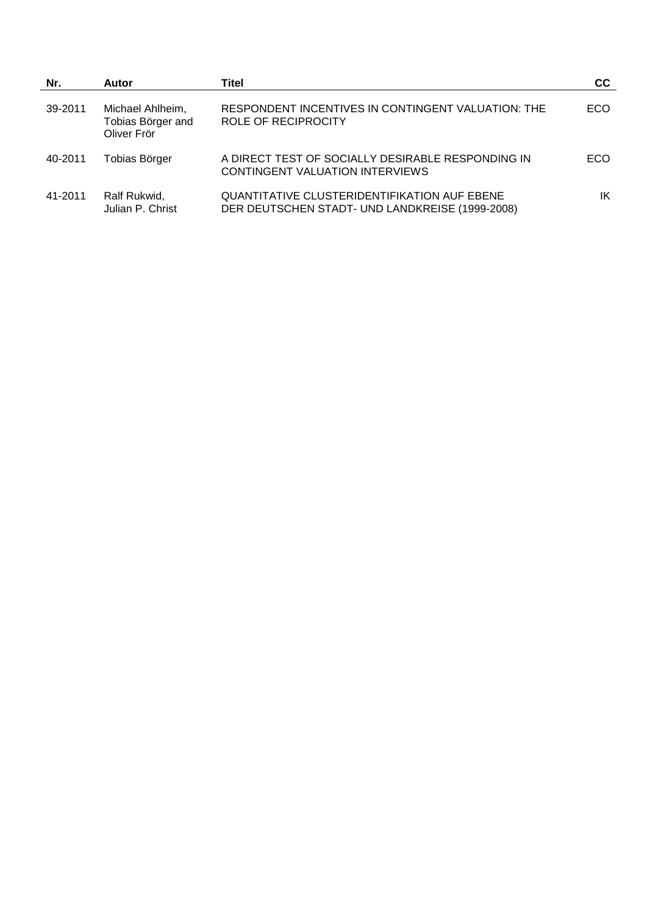| Nr. | Autor | Titel | CC |
|---|---|---|---|
| 39-2011 | Michael Ahlheim, Tobias Börger and Oliver Frör | RESPONDENT INCENTIVES IN CONTINGENT VALUATION: THE ROLE OF RECIPROCITY | ECO |
| 40-2011 | Tobias Börger | A DIRECT TEST OF SOCIALLY DESIRABLE RESPONDING IN CONTINGENT VALUATION INTERVIEWS | ECO |
| 41-2011 | Ralf Rukwid, Julian P. Christ | QUANTITATIVE CLUSTERIDENTIFIKATION AUF EBENE DER DEUTSCHEN STADT- UND LANDKREISE (1999-2008) | IK |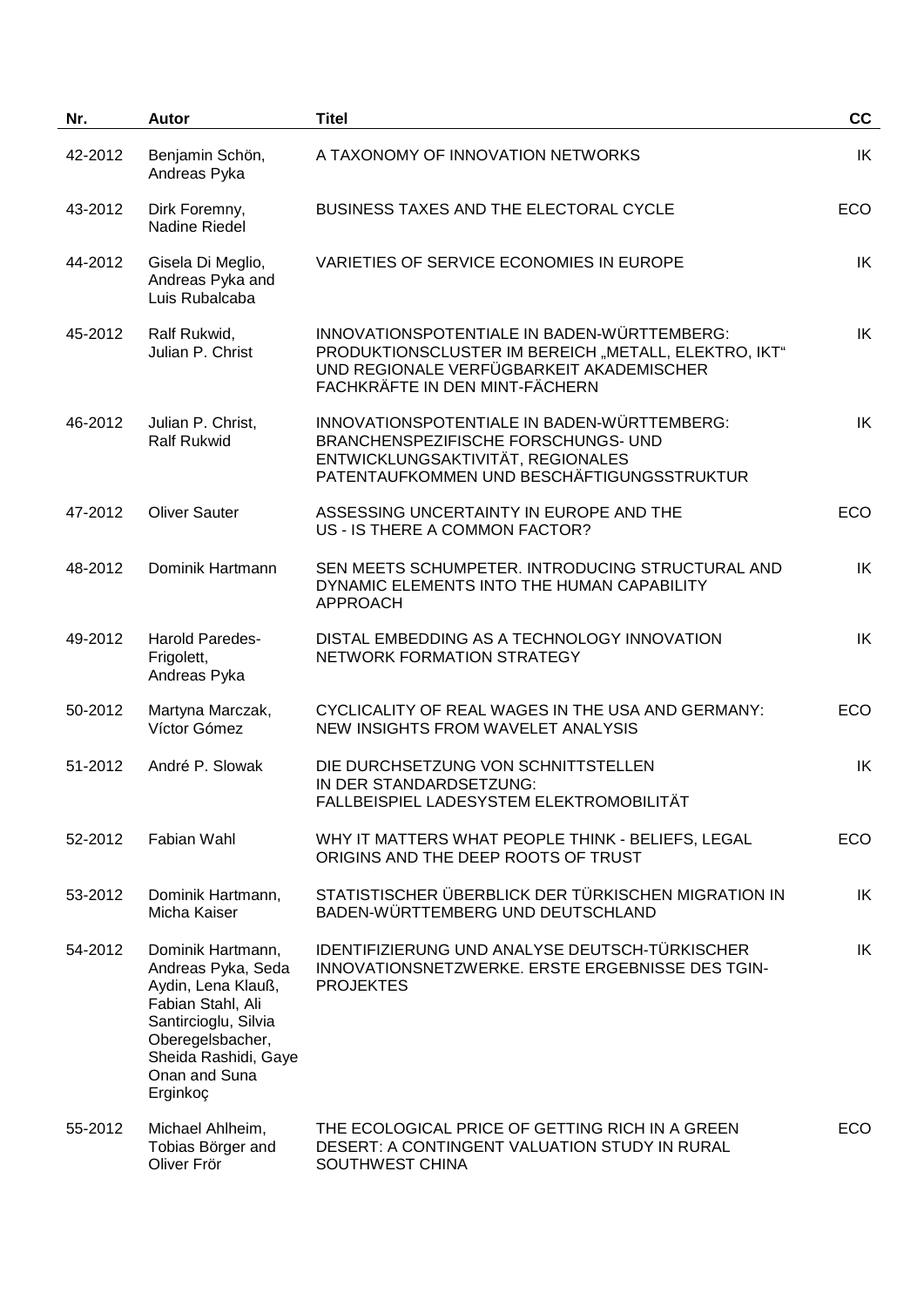| Nr. | Autor | Titel | CC |
|---|---|---|---|
| 42-2012 | Benjamin Schön, Andreas Pyka | A TAXONOMY OF INNOVATION NETWORKS | IK |
| 43-2012 | Dirk Foremny, Nadine Riedel | BUSINESS TAXES AND THE ELECTORAL CYCLE | ECO |
| 44-2012 | Gisela Di Meglio, Andreas Pyka and Luis Rubalcaba | VARIETIES OF SERVICE ECONOMIES IN EUROPE | IK |
| 45-2012 | Ralf Rukwid, Julian P. Christ | INNOVATIONSPOTENTIALE IN BADEN-WÜRTTEMBERG: PRODUKTIONSCLUSTER IM BEREICH „METALL, ELEKTRO, IKT“ UND REGIONALE VERFÜGBARKEIT AKADEMISCHER FACHKRÄFTE IN DEN MINT-FÄCHERN | IK |
| 46-2012 | Julian P. Christ, Ralf Rukwid | INNOVATIONSPOTENTIALE IN BADEN-WÜRTTEMBERG: BRANCHENSPEZIFISCHE FORSCHUNGS- UND ENTWICKLUNGSAKTIVITÄT, REGIONALES PATENTAUFKOMMEN UND BESCHÄFTIGUNGSSTRUKTUR | IK |
| 47-2012 | Oliver Sauter | ASSESSING UNCERTAINTY IN EUROPE AND THE US - IS THERE A COMMON FACTOR? | ECO |
| 48-2012 | Dominik Hartmann | SEN MEETS SCHUMPETER. INTRODUCING STRUCTURAL AND DYNAMIC ELEMENTS INTO THE HUMAN CAPABILITY APPROACH | IK |
| 49-2012 | Harold Paredes-Frigolett, Andreas Pyka | DISTAL EMBEDDING AS A TECHNOLOGY INNOVATION NETWORK FORMATION STRATEGY | IK |
| 50-2012 | Martyna Marczak, Víctor Gómez | CYCLICALITY OF REAL WAGES IN THE USA AND GERMANY: NEW INSIGHTS FROM WAVELET ANALYSIS | ECO |
| 51-2012 | André P. Slowak | DIE DURCHSETZUNG VON SCHNITTSTELLEN IN DER STANDARDSETZUNG: FALLBEISPIEL LADESYSTEM ELEKTROMOBILITÄT | IK |
| 52-2012 | Fabian Wahl | WHY IT MATTERS WHAT PEOPLE THINK - BELIEFS, LEGAL ORIGINS AND THE DEEP ROOTS OF TRUST | ECO |
| 53-2012 | Dominik Hartmann, Micha Kaiser | STATISTISCHER ÜBERBLICK DER TÜRKISCHEN MIGRATION IN BADEN-WÜRTTEMBERG UND DEUTSCHLAND | IK |
| 54-2012 | Dominik Hartmann, Andreas Pyka, Seda Aydin, Lena Klauß, Fabian Stahl, Ali Santircioglu, Silvia Oberegelsbacher, Sheida Rashidi, Gaye Onan and Suna Erginkoç | IDENTIFIZIERUNG UND ANALYSE DEUTSCH-TÜRKISCHER INNOVATIONSNETZWERKE. ERSTE ERGEBNISSE DES TGIN-PROJEKTES | IK |
| 55-2012 | Michael Ahlheim, Tobias Börger and Oliver Frör | THE ECOLOGICAL PRICE OF GETTING RICH IN A GREEN DESERT: A CONTINGENT VALUATION STUDY IN RURAL SOUTHWEST CHINA | ECO |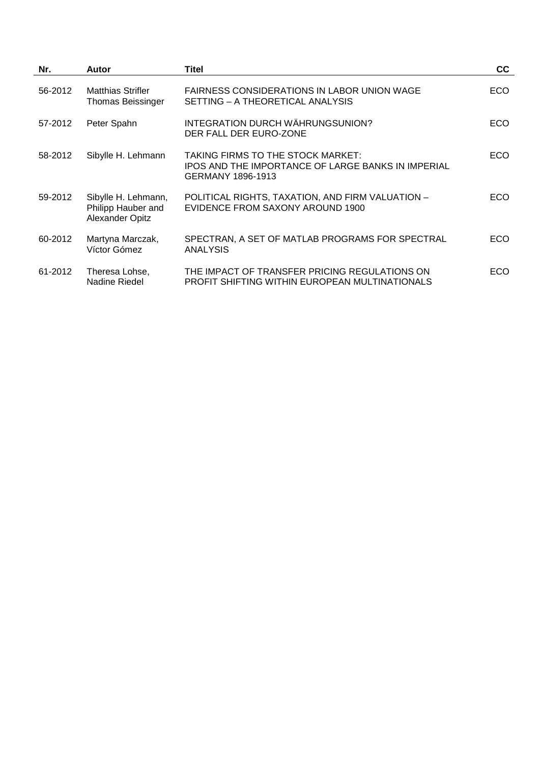| Nr. | Autor | Titel | CC |
|---|---|---|---|
| 56-2012 | Matthias Strifler Thomas Beissinger | FAIRNESS CONSIDERATIONS IN LABOR UNION WAGE SETTING – A THEORETICAL ANALYSIS | ECO |
| 57-2012 | Peter Spahn | INTEGRATION DURCH WÄHRUNGSUNION? DER FALL DER EURO-ZONE | ECO |
| 58-2012 | Sibylle H. Lehmann | TAKING FIRMS TO THE STOCK MARKET: IPOS AND THE IMPORTANCE OF LARGE BANKS IN IMPERIAL GERMANY 1896-1913 | ECO |
| 59-2012 | Sibylle H. Lehmann, Philipp Hauber and Alexander Opitz | POLITICAL RIGHTS, TAXATION, AND FIRM VALUATION – EVIDENCE FROM SAXONY AROUND 1900 | ECO |
| 60-2012 | Martyna Marczak, Víctor Gómez | SPECTRAN, A SET OF MATLAB PROGRAMS FOR SPECTRAL ANALYSIS | ECO |
| 61-2012 | Theresa Lohse, Nadine Riedel | THE IMPACT OF TRANSFER PRICING REGULATIONS ON PROFIT SHIFTING WITHIN EUROPEAN MULTINATIONALS | ECO |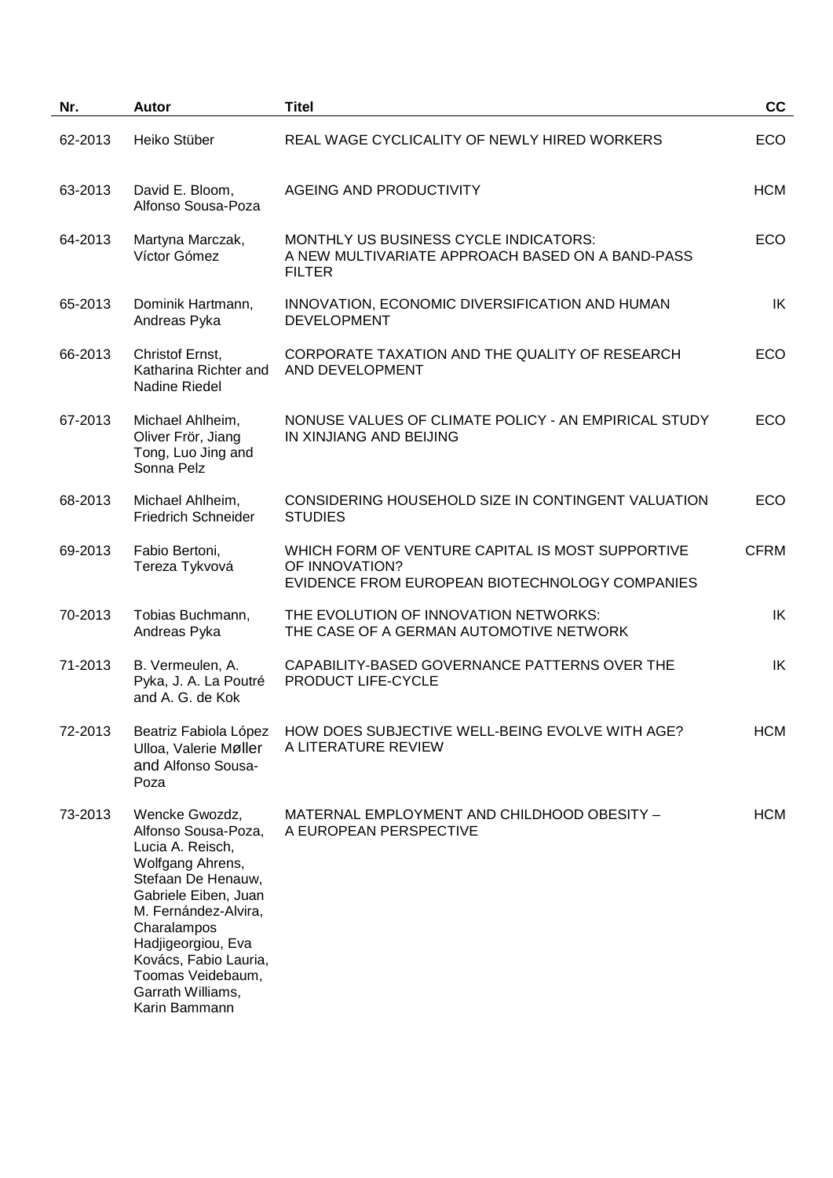| Nr. | Autor | Titel | CC |
|---|---|---|---|
| 62-2013 | Heiko Stüber | REAL WAGE CYCLICALITY OF NEWLY HIRED WORKERS | ECO |
| 63-2013 | David E. Bloom, Alfonso Sousa-Poza | AGEING AND PRODUCTIVITY | HCM |
| 64-2013 | Martyna Marczak, Víctor Gómez | MONTHLY US BUSINESS CYCLE INDICATORS: A NEW MULTIVARIATE APPROACH BASED ON A BAND-PASS FILTER | ECO |
| 65-2013 | Dominik Hartmann, Andreas Pyka | INNOVATION, ECONOMIC DIVERSIFICATION AND HUMAN DEVELOPMENT | IK |
| 66-2013 | Christof Ernst, Katharina Richter and Nadine Riedel | CORPORATE TAXATION AND THE QUALITY OF RESEARCH AND DEVELOPMENT | ECO |
| 67-2013 | Michael Ahlheim, Oliver Frör, Jiang Tong, Luo Jing and Sonna Pelz | NONUSE VALUES OF CLIMATE POLICY - AN EMPIRICAL STUDY IN XINJIANG AND BEIJING | ECO |
| 68-2013 | Michael Ahlheim, Friedrich Schneider | CONSIDERING HOUSEHOLD SIZE IN CONTINGENT VALUATION STUDIES | ECO |
| 69-2013 | Fabio Bertoni, Tereza Tykvová | WHICH FORM OF VENTURE CAPITAL IS MOST SUPPORTIVE OF INNOVATION? EVIDENCE FROM EUROPEAN BIOTECHNOLOGY COMPANIES | CFRM |
| 70-2013 | Tobias Buchmann, Andreas Pyka | THE EVOLUTION OF INNOVATION NETWORKS: THE CASE OF A GERMAN AUTOMOTIVE NETWORK | IK |
| 71-2013 | B. Vermeulen, A. Pyka, J. A. La Poutré and A. G. de Kok | CAPABILITY-BASED GOVERNANCE PATTERNS OVER THE PRODUCT LIFE-CYCLE | IK |
| 72-2013 | Beatriz Fabiola López Ulloa, Valerie Møller and Alfonso Sousa-Poza | HOW DOES SUBJECTIVE WELL-BEING EVOLVE WITH AGE? A LITERATURE REVIEW | HCM |
| 73-2013 | Wencke Gwozdz, Alfonso Sousa-Poza, Lucia A. Reisch, Wolfgang Ahrens, Stefaan De Henauw, Gabriele Eiben, Juan M. Fernández-Alvira, Charalampos Hadjigeorgiou, Eva Kovács, Fabio Lauria, Toomas Veidebaum, Garrath Williams, Karin Bammann | MATERNAL EMPLOYMENT AND CHILDHOOD OBESITY – A EUROPEAN PERSPECTIVE | HCM |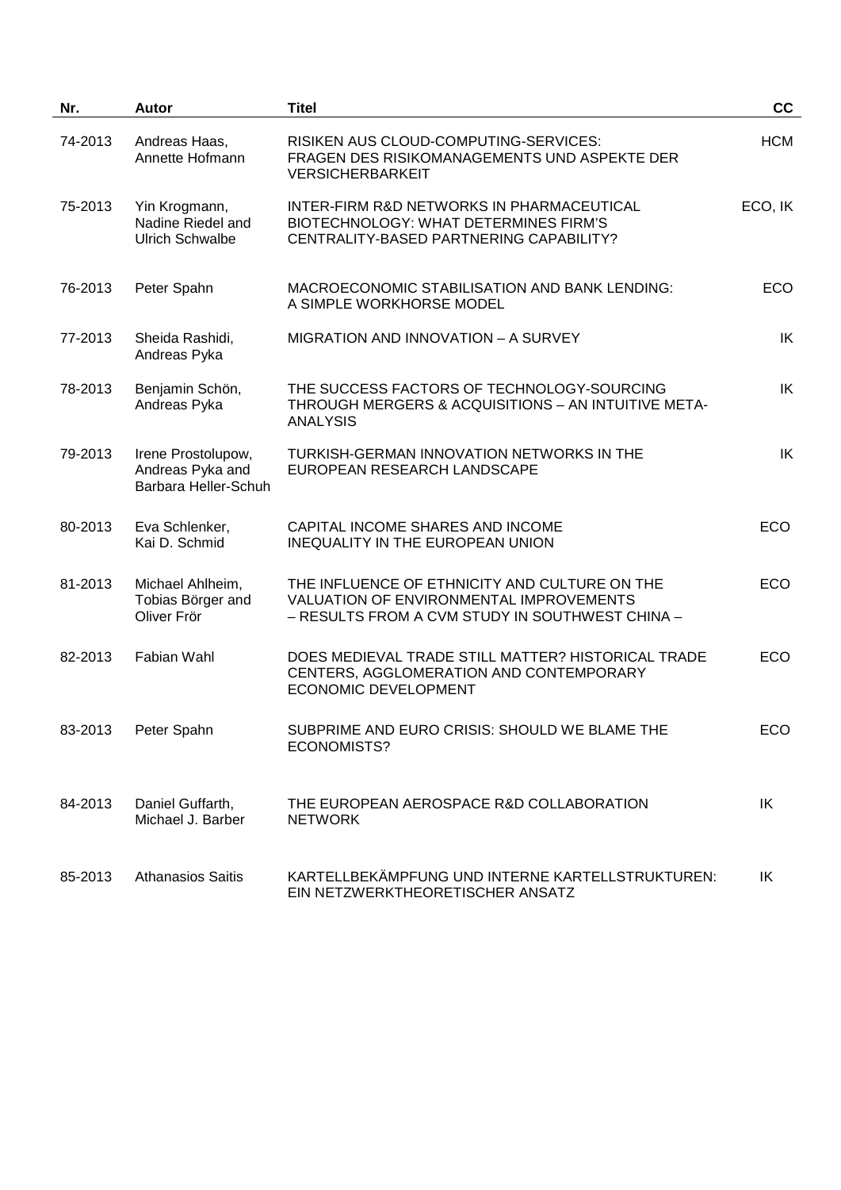| Nr. | Autor | Titel | CC |
|---|---|---|---|
| 74-2013 | Andreas Haas, Annette Hofmann | RISIKEN AUS CLOUD-COMPUTING-SERVICES: FRAGEN DES RISIKOMANAGEMENTS UND ASPEKTE DER VERSICHERBARKEIT | HCM |
| 75-2013 | Yin Krogmann, Nadine Riedel and Ulrich Schwalbe | INTER-FIRM R&D NETWORKS IN PHARMACEUTICAL BIOTECHNOLOGY: WHAT DETERMINES FIRM'S CENTRALITY-BASED PARTNERING CAPABILITY? | ECO, IK |
| 76-2013 | Peter Spahn | MACROECONOMIC STABILISATION AND BANK LENDING: A SIMPLE WORKHORSE MODEL | ECO |
| 77-2013 | Sheida Rashidi, Andreas Pyka | MIGRATION AND INNOVATION – A SURVEY | IK |
| 78-2013 | Benjamin Schön, Andreas Pyka | THE SUCCESS FACTORS OF TECHNOLOGY-SOURCING THROUGH MERGERS & ACQUISITIONS – AN INTUITIVE META-ANALYSIS | IK |
| 79-2013 | Irene Prostolupow, Andreas Pyka and Barbara Heller-Schuh | TURKISH-GERMAN INNOVATION NETWORKS IN THE EUROPEAN RESEARCH LANDSCAPE | IK |
| 80-2013 | Eva Schlenker, Kai D. Schmid | CAPITAL INCOME SHARES AND INCOME INEQUALITY IN THE EUROPEAN UNION | ECO |
| 81-2013 | Michael Ahlheim, Tobias Börger and Oliver Frör | THE INFLUENCE OF ETHNICITY AND CULTURE ON THE VALUATION OF ENVIRONMENTAL IMPROVEMENTS – RESULTS FROM A CVM STUDY IN SOUTHWEST CHINA – | ECO |
| 82-2013 | Fabian Wahl | DOES MEDIEVAL TRADE STILL MATTER? HISTORICAL TRADE CENTERS, AGGLOMERATION AND CONTEMPORARY ECONOMIC DEVELOPMENT | ECO |
| 83-2013 | Peter Spahn | SUBPRIME AND EURO CRISIS: SHOULD WE BLAME THE ECONOMISTS? | ECO |
| 84-2013 | Daniel Guffarth, Michael J. Barber | THE EUROPEAN AEROSPACE R&D COLLABORATION NETWORK | IK |
| 85-2013 | Athanasios Saitis | KARTELLBEKÄMPFUNG UND INTERNE KARTELLSTRUKTUREN: EIN NETZWERKTHEORETISCHER ANSATZ | IK |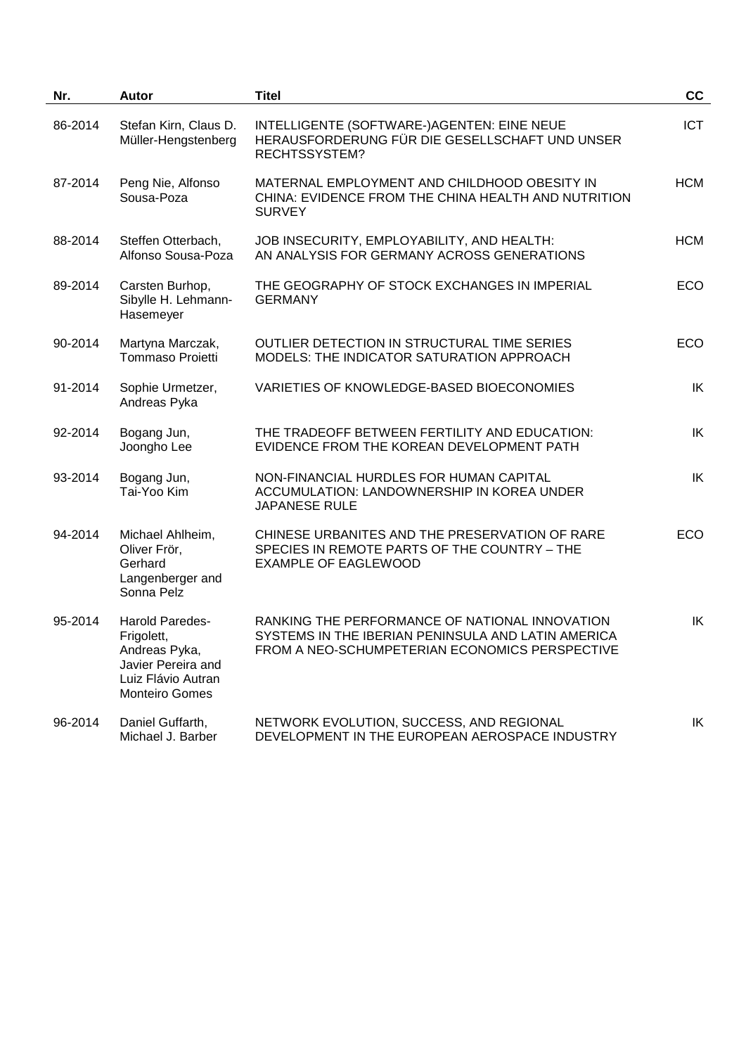| Nr. | Autor | Titel | CC |
|---|---|---|---|
| 86-2014 | Stefan Kirn, Claus D. Müller-Hengstenberg | INTELLIGENTE (SOFTWARE-)AGENTEN: EINE NEUE HERAUSFORDERUNG FÜR DIE GESELLSCHAFT UND UNSER RECHTSSYSTEM? | ICT |
| 87-2014 | Peng Nie, Alfonso Sousa-Poza | MATERNAL EMPLOYMENT AND CHILDHOOD OBESITY IN CHINA: EVIDENCE FROM THE CHINA HEALTH AND NUTRITION SURVEY | HCM |
| 88-2014 | Steffen Otterbach, Alfonso Sousa-Poza | JOB INSECURITY, EMPLOYABILITY, AND HEALTH: AN ANALYSIS FOR GERMANY ACROSS GENERATIONS | HCM |
| 89-2014 | Carsten Burhop, Sibylle H. Lehmann-Hasemeyer | THE GEOGRAPHY OF STOCK EXCHANGES IN IMPERIAL GERMANY | ECO |
| 90-2014 | Martyna Marczak, Tommaso Proietti | OUTLIER DETECTION IN STRUCTURAL TIME SERIES MODELS: THE INDICATOR SATURATION APPROACH | ECO |
| 91-2014 | Sophie Urmetzer, Andreas Pyka | VARIETIES OF KNOWLEDGE-BASED BIOECONOMIES | IK |
| 92-2014 | Bogang Jun, Joongho Lee | THE TRADEOFF BETWEEN FERTILITY AND EDUCATION: EVIDENCE FROM THE KOREAN DEVELOPMENT PATH | IK |
| 93-2014 | Bogang Jun, Tai-Yoo Kim | NON-FINANCIAL HURDLES FOR HUMAN CAPITAL ACCUMULATION: LANDOWNERSHIP IN KOREA UNDER JAPANESE RULE | IK |
| 94-2014 | Michael Ahlheim, Oliver Frör, Gerhard Langenberger and Sonna Pelz | CHINESE URBANITES AND THE PRESERVATION OF RARE SPECIES IN REMOTE PARTS OF THE COUNTRY – THE EXAMPLE OF EAGLEWOOD | ECO |
| 95-2014 | Harold Paredes-Frigolett, Andreas Pyka, Javier Pereira and Luiz Flávio Autran Monteiro Gomes | RANKING THE PERFORMANCE OF NATIONAL INNOVATION SYSTEMS IN THE IBERIAN PENINSULA AND LATIN AMERICA FROM A NEO-SCHUMPETERIAN ECONOMICS PERSPECTIVE | IK |
| 96-2014 | Daniel Guffarth, Michael J. Barber | NETWORK EVOLUTION, SUCCESS, AND REGIONAL DEVELOPMENT IN THE EUROPEAN AEROSPACE INDUSTRY | IK |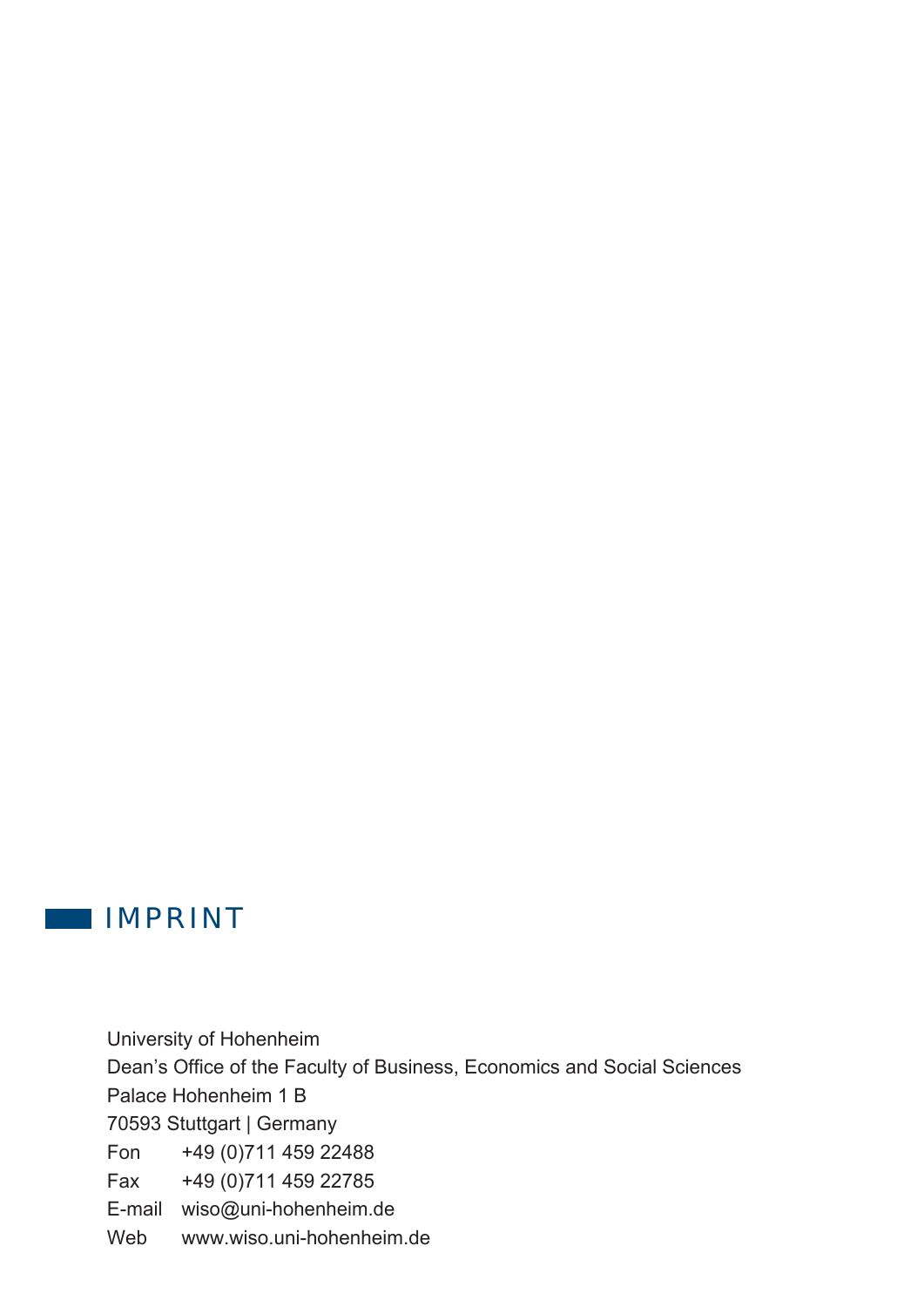## IMPRINT

University of Hohenheim
Dean’s Office of the Faculty of Business, Economics and Social Sciences
Palace Hohenheim 1 B
70593 Stuttgart | Germany
Fon +49 (0)711 459 22488
Fax +49 (0)711 459 22785
E-mail wiso@uni-hohenheim.de
Web www.wiso.uni-hohenheim.de